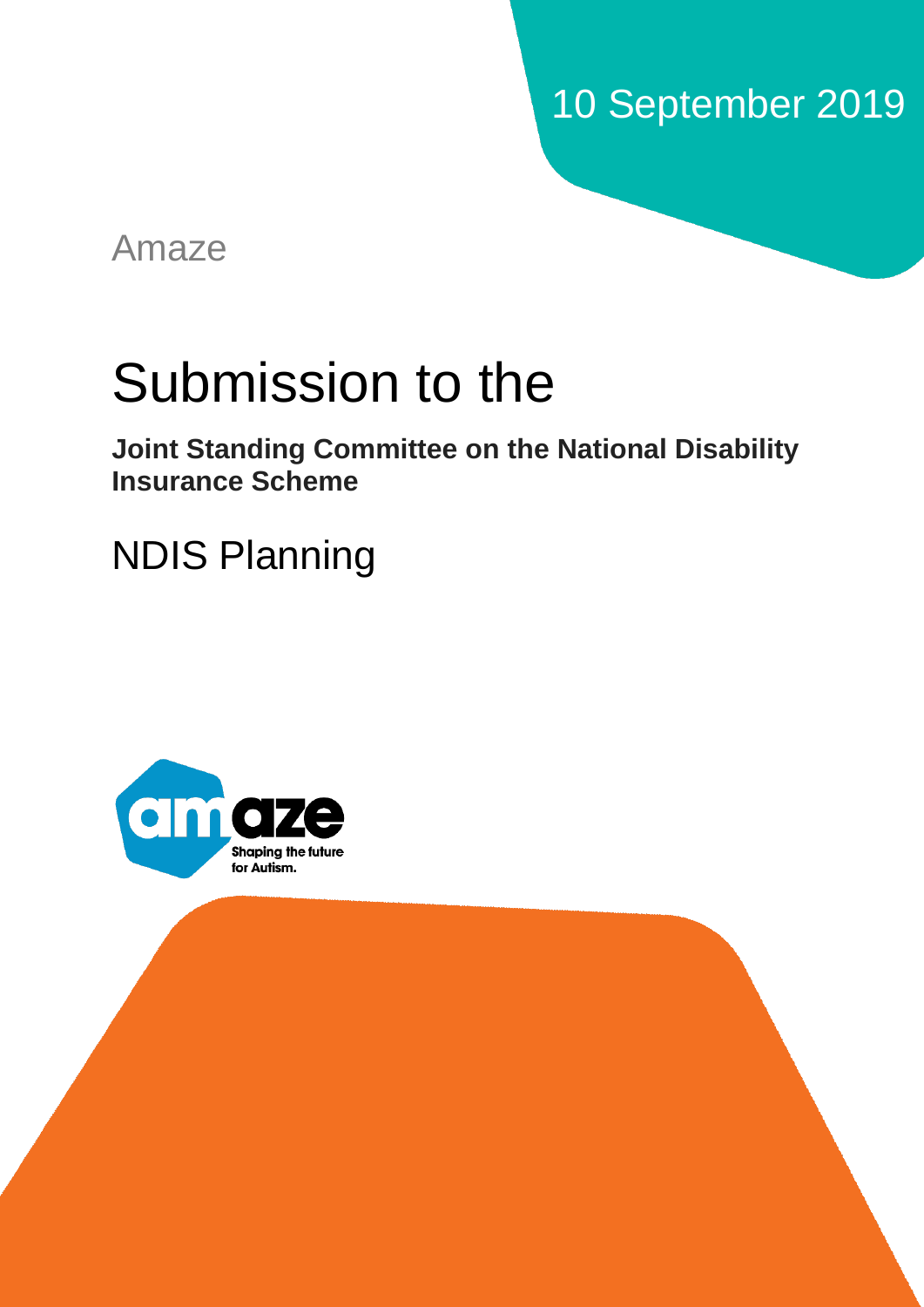10 September 2019

Amaze

# Submission to the

**Joint Standing Committee on the National Disability Insurance Scheme**

## NDIS Planning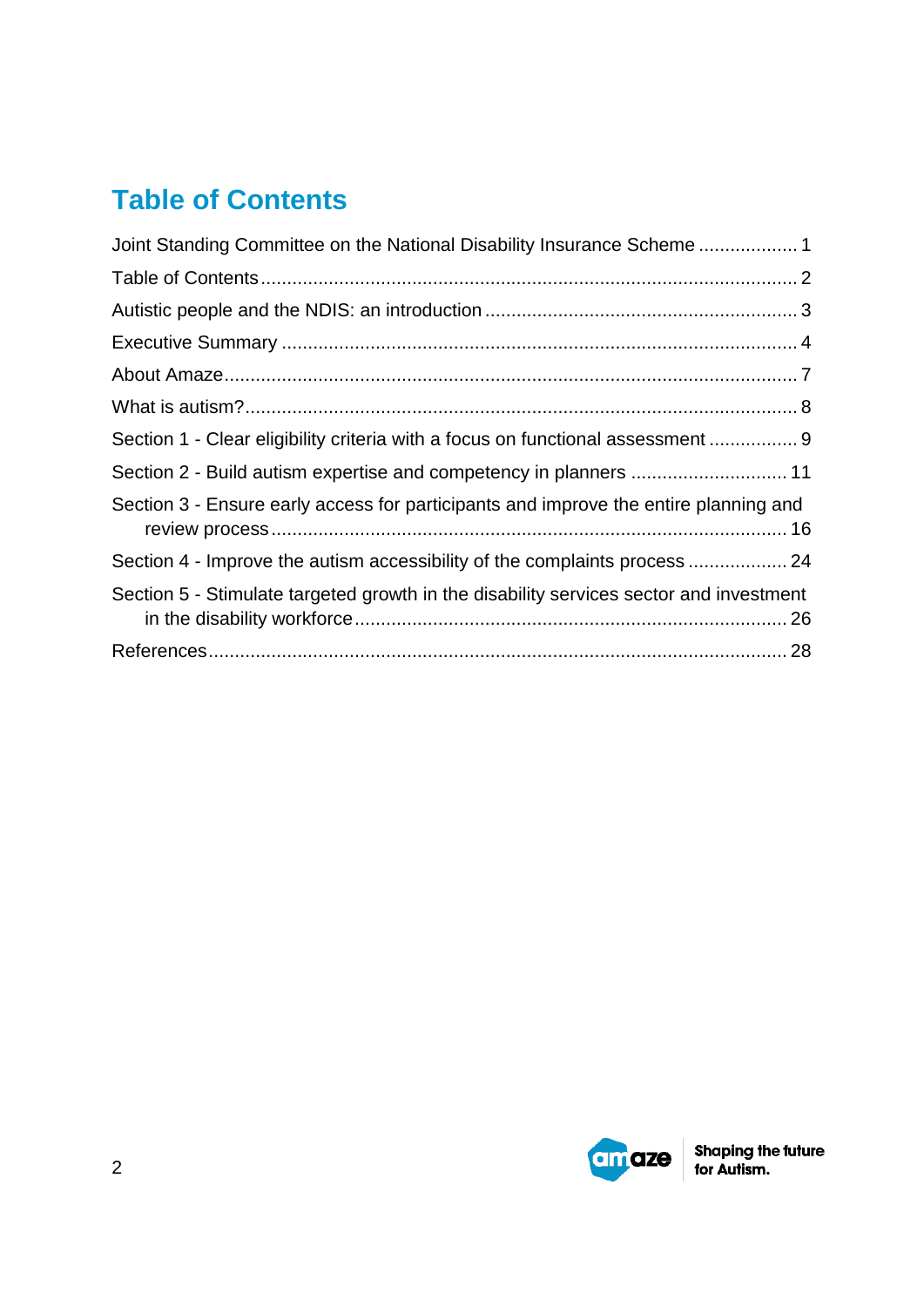# Table of Contents

Joint Standing Committee on the National Disability Insurance Scheme .................. 1

Table of Contents ..................................................................................................... 2

Autistic people and the NDIS: an introduction ........................................................... 3

Executive Summary ................................................................................................. 4

About Amaze ............................................................................................................ 7

What is autism? ........................................................................................................ 8

Section 1 - Clear eligibility criteria with a focus on functional assessment ................ 9

Section 2 - Build autism expertise and competency in planners ............................. 11

Section 3 - Ensure early access for participants and improve the entire planning and review process ................................................................................................. 16

Section 4 - Improve the autism accessibility of the complaints process .................. 24

Section 5 - Stimulate targeted growth in the disability services sector and investment in the disability workforce .................................................................................. 26

References ............................................................................................................. 28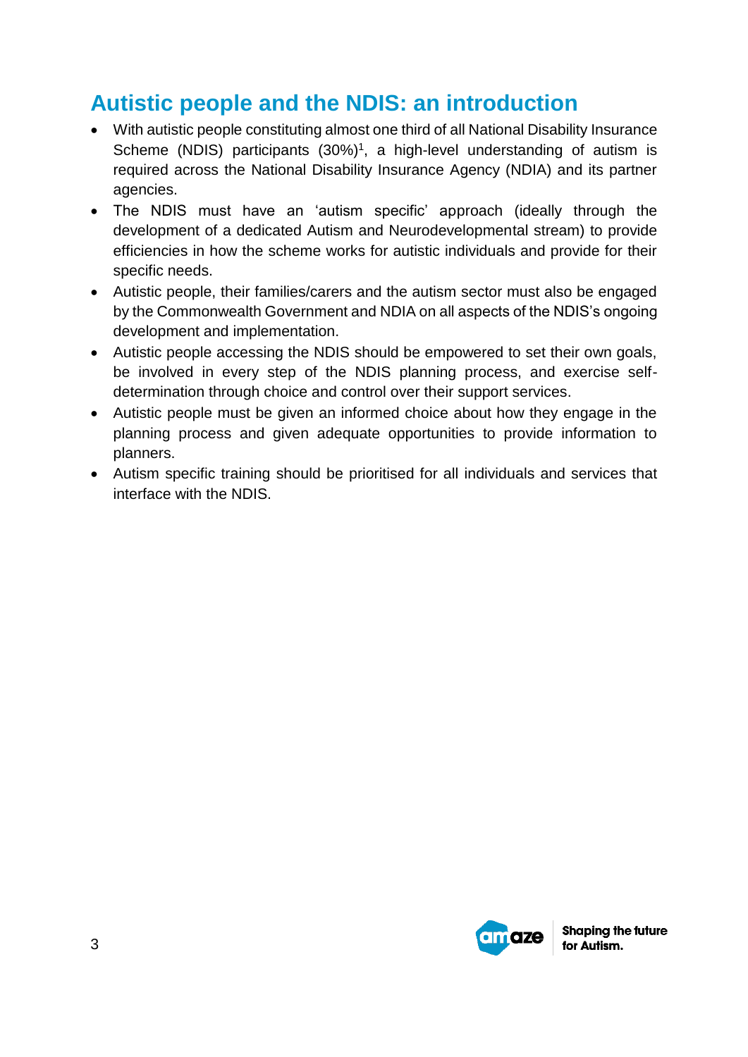## Autistic people and the NDIS: an introduction

- With autistic people constituting almost one third of all National Disability Insurance Scheme (NDIS) participants (30%)[1], a high-level understanding of autism is required across the National Disability Insurance Agency (NDIA) and its partner agencies.
- The NDIS must have an 'autism specific' approach (ideally through the development of a dedicated Autism and Neurodevelopmental stream) to provide efficiencies in how the scheme works for autistic individuals and provide for their specific needs.
- Autistic people, their families/carers and the autism sector must also be engaged by the Commonwealth Government and NDIA on all aspects of the NDIS's ongoing development and implementation.
- Autistic people accessing the NDIS should be empowered to set their own goals, be involved in every step of the NDIS planning process, and exercise self-determination through choice and control over their support services.
- Autistic people must be given an informed choice about how they engage in the planning process and given adequate opportunities to provide information to planners.
- Autism specific training should be prioritised for all individuals and services that interface with the NDIS.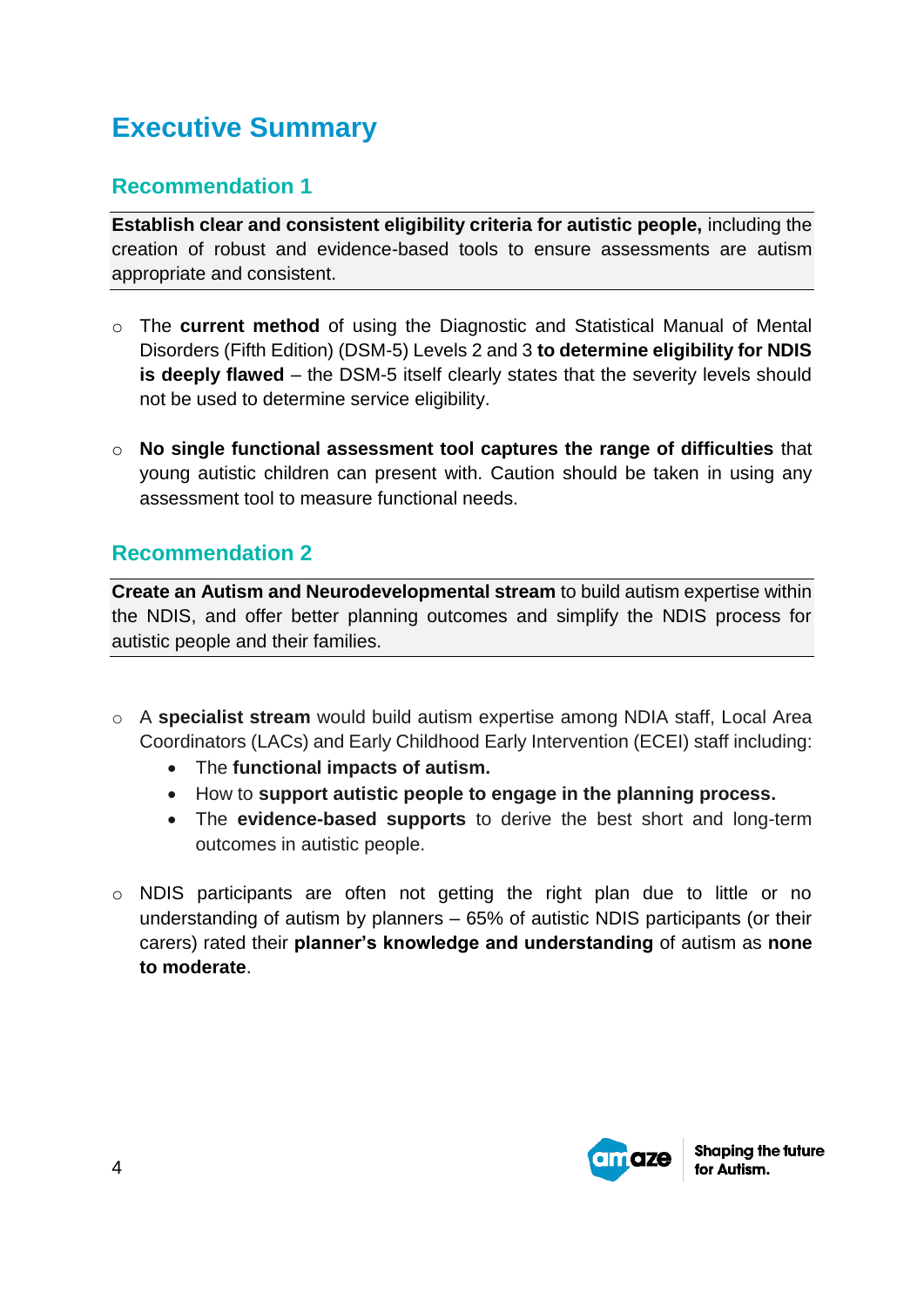# Executive Summary

## Recommendation 1

**Establish clear and consistent eligibility criteria for autistic people,** including the creation of robust and evidence-based tools to ensure assessments are autism appropriate and consistent.

- The **current method** of using the Diagnostic and Statistical Manual of Mental Disorders (Fifth Edition) (DSM-5) Levels 2 and 3 **to determine eligibility for NDIS is deeply flawed** – the DSM-5 itself clearly states that the severity levels should not be used to determine service eligibility.

- **No single functional assessment tool captures the range of difficulties** that young autistic children can present with. Caution should be taken in using any assessment tool to measure functional needs.

## Recommendation 2

**Create an Autism and Neurodevelopmental stream** to build autism expertise within the NDIS, and offer better planning outcomes and simplify the NDIS process for autistic people and their families.

- A **specialist stream** would build autism expertise among NDIA staff, Local Area Coordinators (LACs) and Early Childhood Early Intervention (ECEI) staff including:
  - The **functional impacts of autism.**
  - How to **support autistic people to engage in the planning process.**
  - The **evidence-based supports** to derive the best short and long-term outcomes in autistic people.

- NDIS participants are often not getting the right plan due to little or no understanding of autism by planners – 65% of autistic NDIS participants (or their carers) rated their **planner's knowledge and understanding** of autism as **none to moderate**.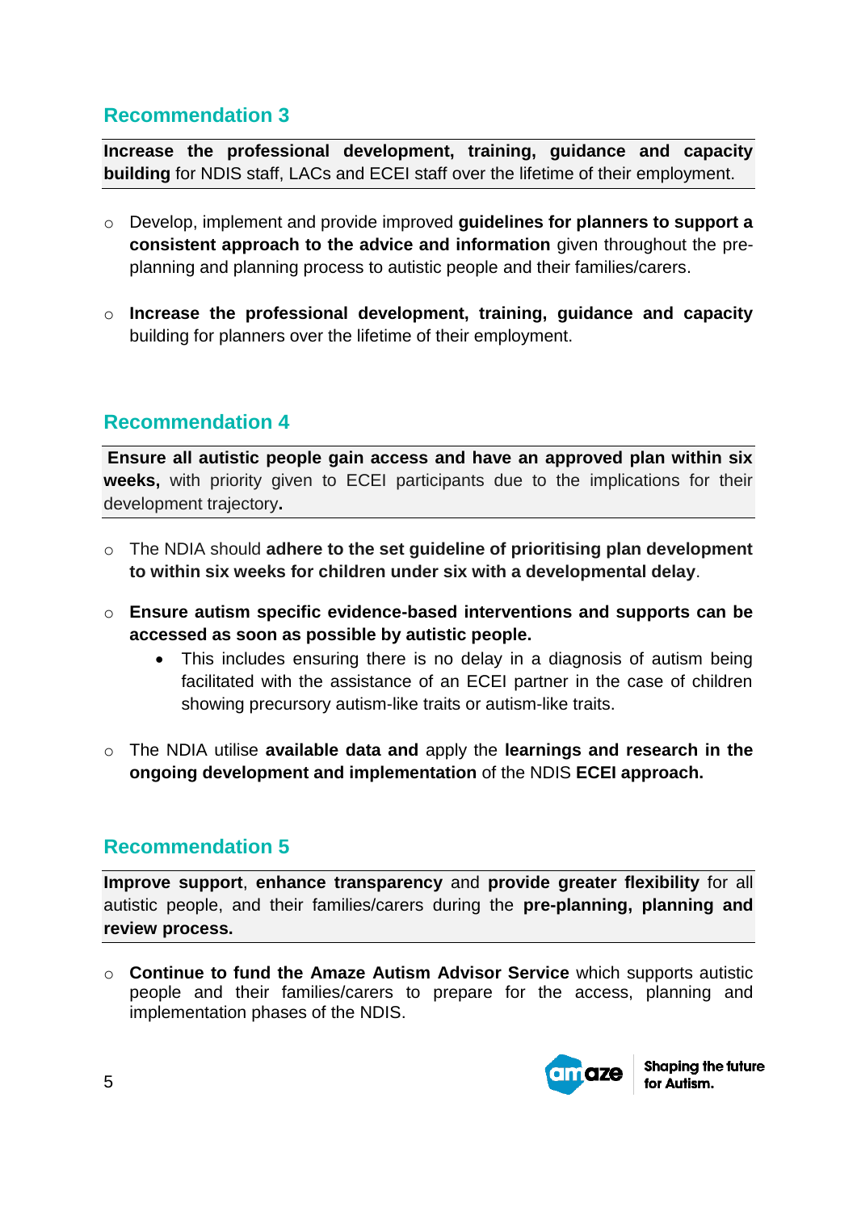## Recommendation 3

**Increase the professional development, training, guidance and capacity building** for NDIS staff, LACs and ECEI staff over the lifetime of their employment.

- Develop, implement and provide improved **guidelines for planners to support a consistent approach to the advice and information** given throughout the pre-planning and planning process to autistic people and their families/carers.
- **Increase the professional development, training, guidance and capacity** building for planners over the lifetime of their employment.

## Recommendation 4

**Ensure all autistic people gain access and have an approved plan within six weeks,** with priority given to ECEI participants due to the implications for their development trajectory**.**

- The NDIA should **adhere to the set guideline of prioritising plan development to within six weeks for children under six with a developmental delay**.
- **Ensure autism specific evidence-based interventions and supports can be accessed as soon as possible by autistic people.**
  - This includes ensuring there is no delay in a diagnosis of autism being facilitated with the assistance of an ECEI partner in the case of children showing precursory autism-like traits or autism-like traits.
- The NDIA utilise **available data and** apply the **learnings and research in the ongoing development and implementation** of the NDIS **ECEI approach.**

## Recommendation 5

**Improve support**, **enhance transparency** and **provide greater flexibility** for all autistic people, and their families/carers during the **pre-planning, planning and review process.**

- **Continue to fund the Amaze Autism Advisor Service** which supports autistic people and their families/carers to prepare for the access, planning and implementation phases of the NDIS.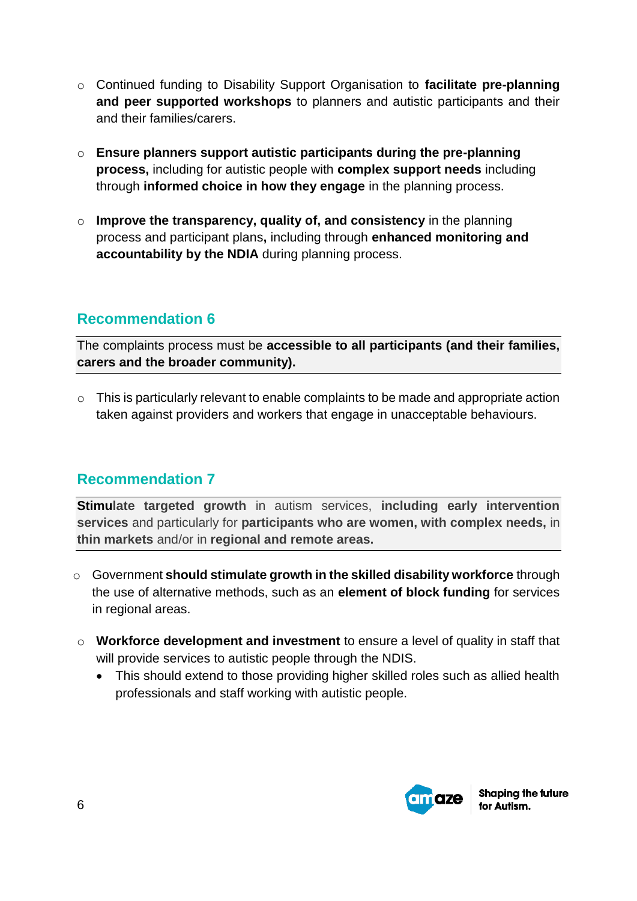- Continued funding to Disability Support Organisation to **facilitate pre-planning and peer supported workshops** to planners and autistic participants and their and their families/carers.

- **Ensure planners support autistic participants during the pre-planning process,** including for autistic people with **complex support needs** including through **informed choice in how they engage** in the planning process.

- **Improve the transparency, quality of, and consistency** in the planning process and participant plans**,** including through **enhanced monitoring and accountability by the NDIA** during planning process.

## Recommendation 6

The complaints process must be **accessible to all participants (and their families, carers and the broader community).**

- This is particularly relevant to enable complaints to be made and appropriate action taken against providers and workers that engage in unacceptable behaviours.

## Recommendation 7

**Stimulate targeted growth** in autism services, **including early intervention services** and particularly for **participants who are women, with complex needs,** in **thin markets** and/or in **regional and remote areas.**

- Government **should stimulate growth in the skilled disability workforce** through the use of alternative methods, such as an **element of block funding** for services in regional areas.

- **Workforce development and investment** to ensure a level of quality in staff that will provide services to autistic people through the NDIS.
  - This should extend to those providing higher skilled roles such as allied health professionals and staff working with autistic people.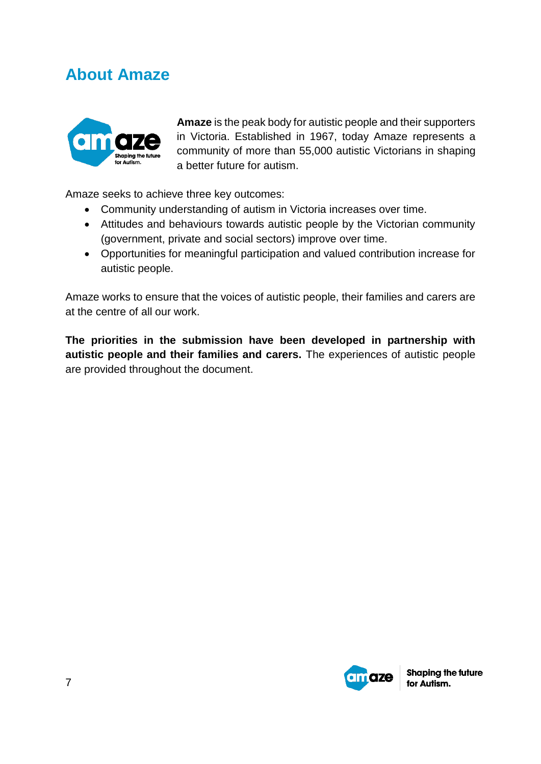## About Amaze

**Amaze** is the peak body for autistic people and their supporters in Victoria. Established in 1967, today Amaze represents a community of more than 55,000 autistic Victorians in shaping a better future for autism.

Amaze seeks to achieve three key outcomes:

- Community understanding of autism in Victoria increases over time.
- Attitudes and behaviours towards autistic people by the Victorian community (government, private and social sectors) improve over time.
- Opportunities for meaningful participation and valued contribution increase for autistic people.

Amaze works to ensure that the voices of autistic people, their families and carers are at the centre of all our work.

**The priorities in the submission have been developed in partnership with autistic people and their families and carers.** The experiences of autistic people are provided throughout the document.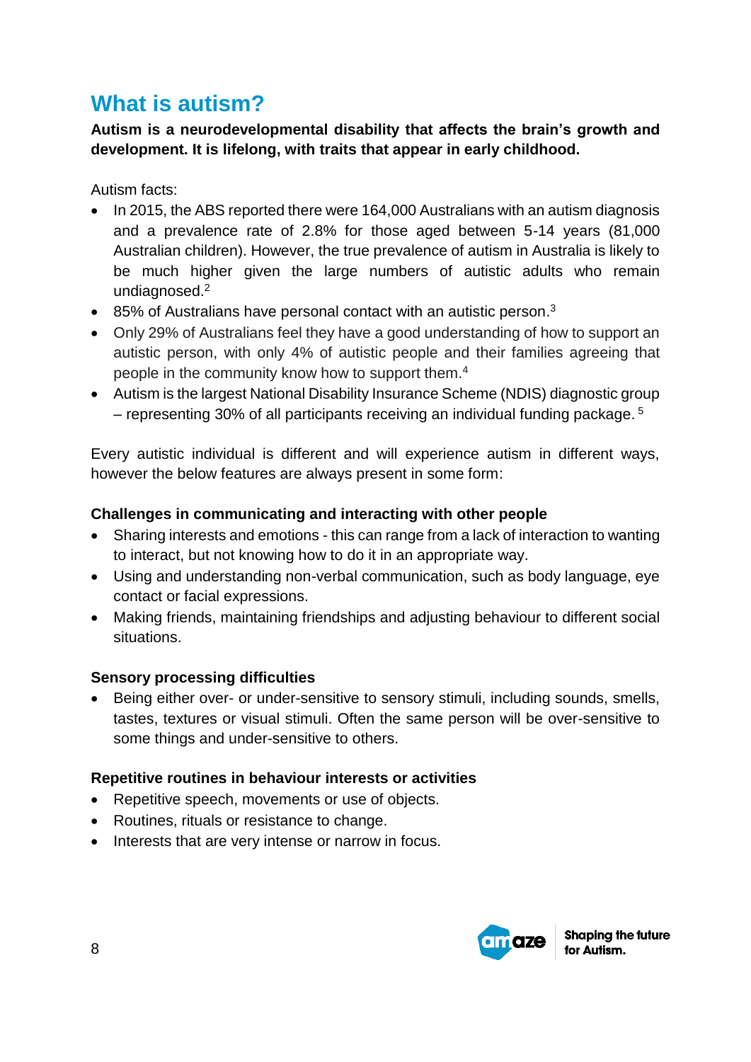## What is autism?

**Autism is a neurodevelopmental disability that affects the brain's growth and development. It is lifelong, with traits that appear in early childhood.**

Autism facts:

- In 2015, the ABS reported there were 164,000 Australians with an autism diagnosis and a prevalence rate of 2.8% for those aged between 5-14 years (81,000 Australian children). However, the true prevalence of autism in Australia is likely to be much higher given the large numbers of autistic adults who remain undiagnosed.[2]
- 85% of Australians have personal contact with an autistic person.[3]
- Only 29% of Australians feel they have a good understanding of how to support an autistic person, with only 4% of autistic people and their families agreeing that people in the community know how to support them.[4]
- Autism is the largest National Disability Insurance Scheme (NDIS) diagnostic group – representing 30% of all participants receiving an individual funding package.[5]

Every autistic individual is different and will experience autism in different ways, however the below features are always present in some form:

**Challenges in communicating and interacting with other people**

- Sharing interests and emotions - this can range from a lack of interaction to wanting to interact, but not knowing how to do it in an appropriate way.
- Using and understanding non-verbal communication, such as body language, eye contact or facial expressions.
- Making friends, maintaining friendships and adjusting behaviour to different social situations.

**Sensory processing difficulties**

- Being either over- or under-sensitive to sensory stimuli, including sounds, smells, tastes, textures or visual stimuli. Often the same person will be over-sensitive to some things and under-sensitive to others.

**Repetitive routines in behaviour interests or activities**

- Repetitive speech, movements or use of objects.
- Routines, rituals or resistance to change.
- Interests that are very intense or narrow in focus.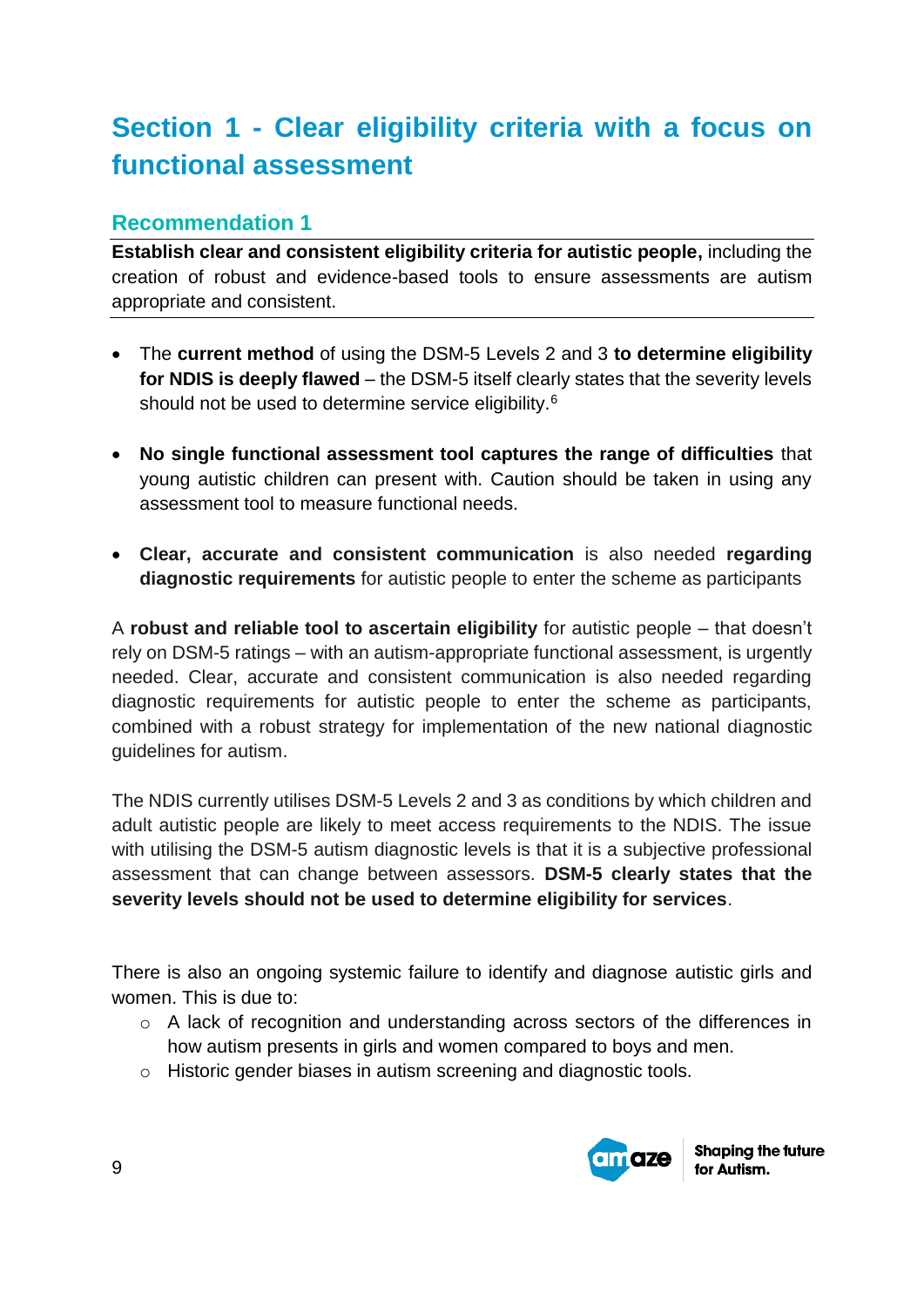# Section 1 - Clear eligibility criteria with a focus on functional assessment

## Recommendation 1

**Establish clear and consistent eligibility criteria for autistic people,** including the creation of robust and evidence-based tools to ensure assessments are autism appropriate and consistent.

- The **current method** of using the DSM-5 Levels 2 and 3 **to determine eligibility for NDIS is deeply flawed** – the DSM-5 itself clearly states that the severity levels should not be used to determine service eligibility.[6]

- **No single functional assessment tool captures the range of difficulties** that young autistic children can present with. Caution should be taken in using any assessment tool to measure functional needs.

- **Clear, accurate and consistent communication** is also needed **regarding diagnostic requirements** for autistic people to enter the scheme as participants

A **robust and reliable tool to ascertain eligibility** for autistic people – that doesn't rely on DSM-5 ratings – with an autism-appropriate functional assessment, is urgently needed. Clear, accurate and consistent communication is also needed regarding diagnostic requirements for autistic people to enter the scheme as participants, combined with a robust strategy for implementation of the new national diagnostic guidelines for autism.

The NDIS currently utilises DSM-5 Levels 2 and 3 as conditions by which children and adult autistic people are likely to meet access requirements to the NDIS. The issue with utilising the DSM-5 autism diagnostic levels is that it is a subjective professional assessment that can change between assessors. **DSM-5 clearly states that the severity levels should not be used to determine eligibility for services**.

There is also an ongoing systemic failure to identify and diagnose autistic girls and women. This is due to:

- A lack of recognition and understanding across sectors of the differences in how autism presents in girls and women compared to boys and men.
- Historic gender biases in autism screening and diagnostic tools.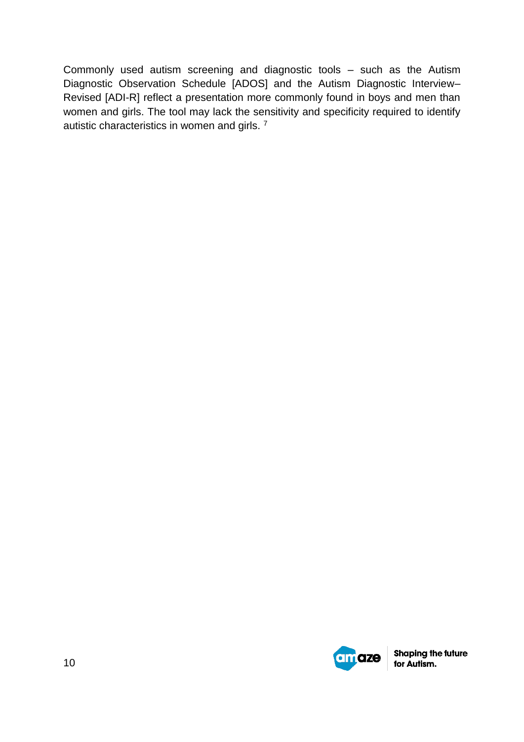Commonly used autism screening and diagnostic tools – such as the Autism Diagnostic Observation Schedule [ADOS] and the Autism Diagnostic Interview–Revised [ADI-R] reflect a presentation more commonly found in boys and men than women and girls. The tool may lack the sensitivity and specificity required to identify autistic characteristics in women and girls. [7]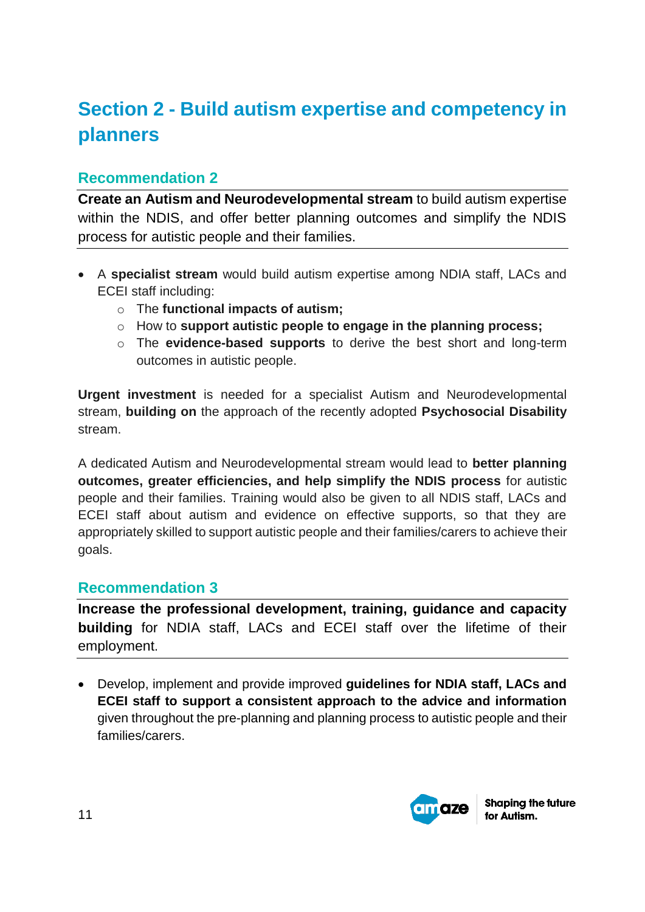# Section 2 - Build autism expertise and competency in planners

## Recommendation 2

**Create an Autism and Neurodevelopmental stream** to build autism expertise within the NDIS, and offer better planning outcomes and simplify the NDIS process for autistic people and their families.

- A **specialist stream** would build autism expertise among NDIA staff, LACs and ECEI staff including:
  - The **functional impacts of autism;**
  - How to **support autistic people to engage in the planning process;**
  - The **evidence-based supports** to derive the best short and long-term outcomes in autistic people.

**Urgent investment** is needed for a specialist Autism and Neurodevelopmental stream, **building on** the approach of the recently adopted **Psychosocial Disability** stream.

A dedicated Autism and Neurodevelopmental stream would lead to **better planning outcomes, greater efficiencies, and help simplify the NDIS process** for autistic people and their families. Training would also be given to all NDIS staff, LACs and ECEI staff about autism and evidence on effective supports, so that they are appropriately skilled to support autistic people and their families/carers to achieve their goals.

## Recommendation 3

**Increase the professional development, training, guidance and capacity building** for NDIA staff, LACs and ECEI staff over the lifetime of their employment.

- Develop, implement and provide improved **guidelines for NDIA staff, LACs and ECEI staff to support a consistent approach to the advice and information** given throughout the pre-planning and planning process to autistic people and their families/carers.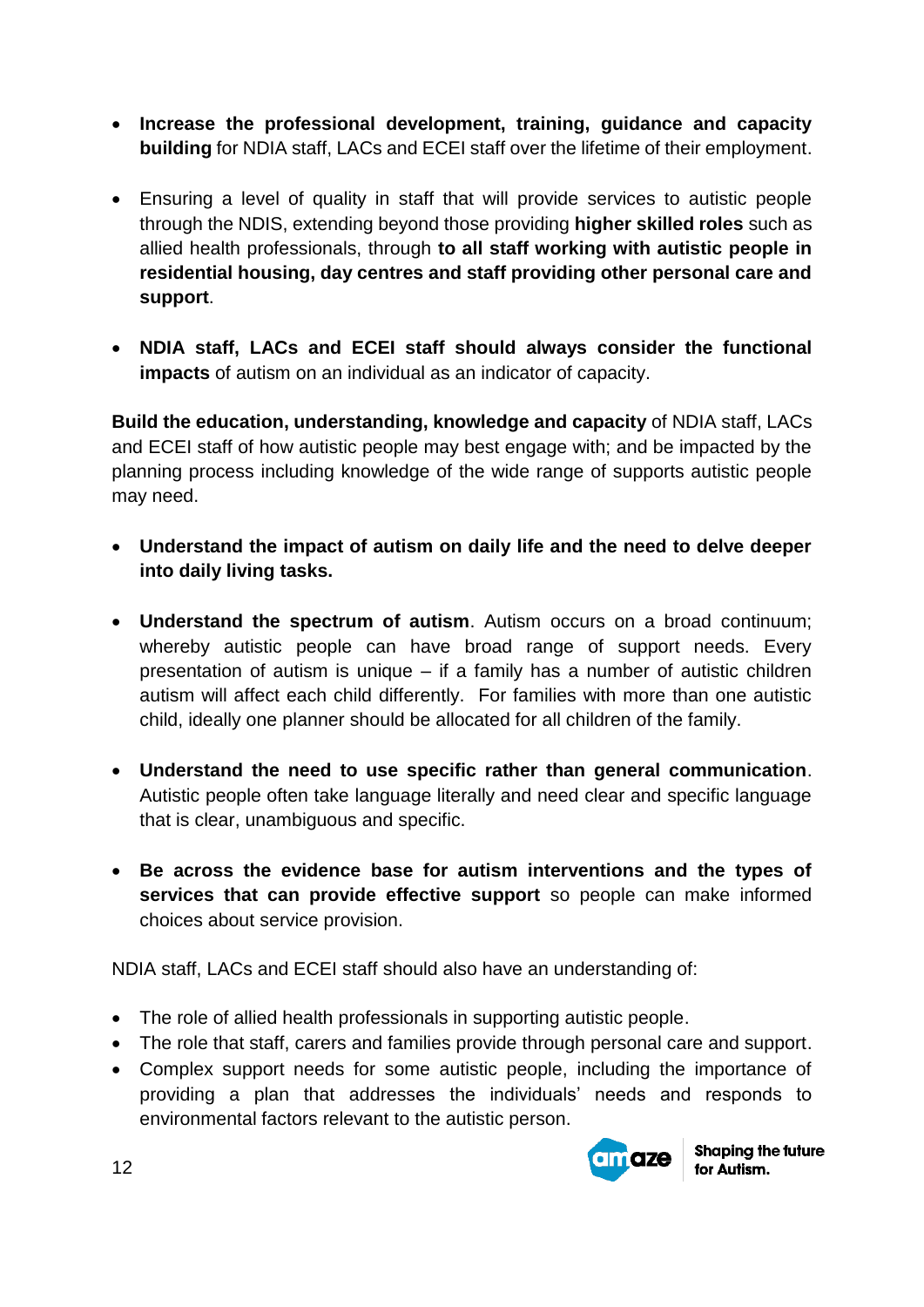- **Increase the professional development, training, guidance and capacity building** for NDIA staff, LACs and ECEI staff over the lifetime of their employment.

- Ensuring a level of quality in staff that will provide services to autistic people through the NDIS, extending beyond those providing **higher skilled roles** such as allied health professionals, through **to all staff working with autistic people in residential housing, day centres and staff providing other personal care and support**.

- **NDIA staff, LACs and ECEI staff should always consider the functional impacts** of autism on an individual as an indicator of capacity.

**Build the education, understanding, knowledge and capacity** of NDIA staff, LACs and ECEI staff of how autistic people may best engage with; and be impacted by the planning process including knowledge of the wide range of supports autistic people may need.

- **Understand the impact of autism on daily life and the need to delve deeper into daily living tasks.**

- **Understand the spectrum of autism**. Autism occurs on a broad continuum; whereby autistic people can have broad range of support needs. Every presentation of autism is unique – if a family has a number of autistic children autism will affect each child differently. For families with more than one autistic child, ideally one planner should be allocated for all children of the family.

- **Understand the need to use specific rather than general communication**. Autistic people often take language literally and need clear and specific language that is clear, unambiguous and specific.

- **Be across the evidence base for autism interventions and the types of services that can provide effective support** so people can make informed choices about service provision.

NDIA staff, LACs and ECEI staff should also have an understanding of:

- The role of allied health professionals in supporting autistic people.
- The role that staff, carers and families provide through personal care and support.
- Complex support needs for some autistic people, including the importance of providing a plan that addresses the individuals' needs and responds to environmental factors relevant to the autistic person.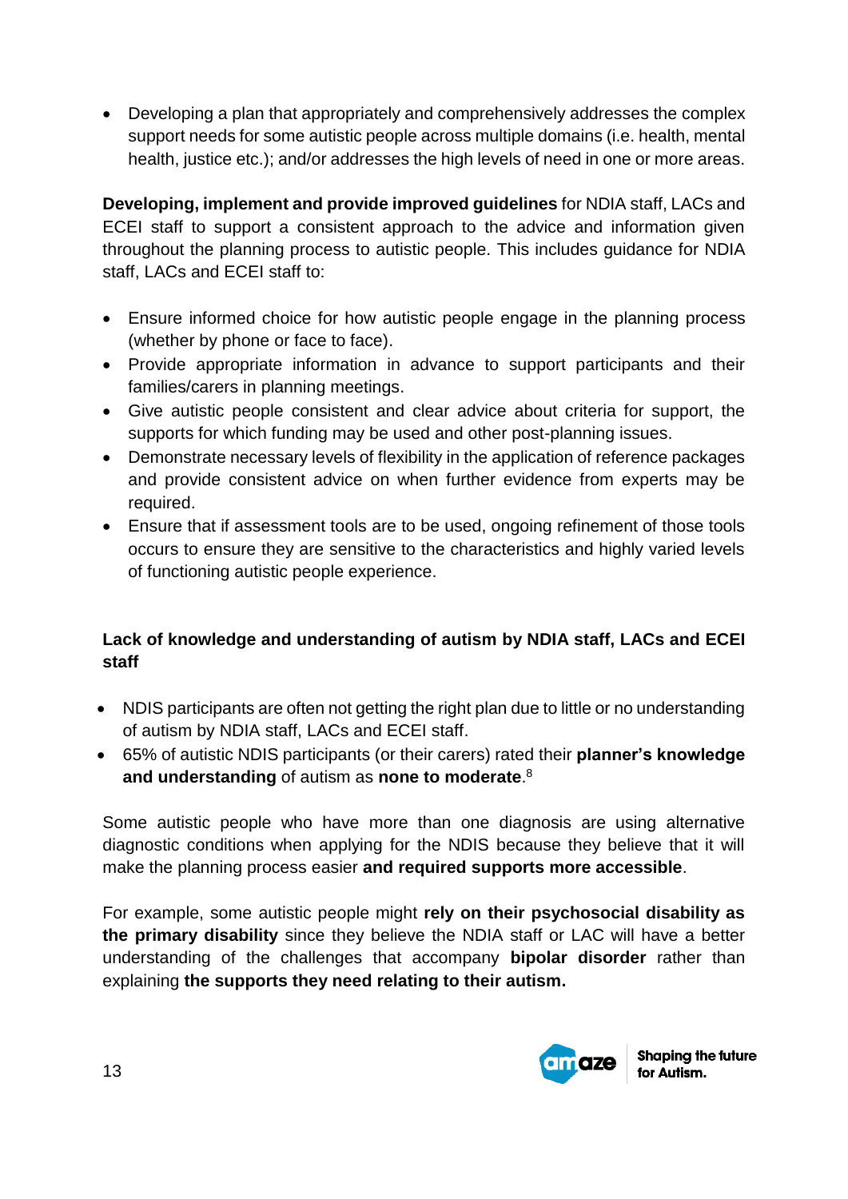- Developing a plan that appropriately and comprehensively addresses the complex support needs for some autistic people across multiple domains (i.e. health, mental health, justice etc.); and/or addresses the high levels of need in one or more areas.

**Developing, implement and provide improved guidelines** for NDIA staff, LACs and ECEI staff to support a consistent approach to the advice and information given throughout the planning process to autistic people. This includes guidance for NDIA staff, LACs and ECEI staff to:

- Ensure informed choice for how autistic people engage in the planning process (whether by phone or face to face).
- Provide appropriate information in advance to support participants and their families/carers in planning meetings.
- Give autistic people consistent and clear advice about criteria for support, the supports for which funding may be used and other post-planning issues.
- Demonstrate necessary levels of flexibility in the application of reference packages and provide consistent advice on when further evidence from experts may be required.
- Ensure that if assessment tools are to be used, ongoing refinement of those tools occurs to ensure they are sensitive to the characteristics and highly varied levels of functioning autistic people experience.

**Lack of knowledge and understanding of autism by NDIA staff, LACs and ECEI staff**

- NDIS participants are often not getting the right plan due to little or no understanding of autism by NDIA staff, LACs and ECEI staff.
- 65% of autistic NDIS participants (or their carers) rated their **planner's knowledge and understanding** of autism as **none to moderate**.[8]

Some autistic people who have more than one diagnosis are using alternative diagnostic conditions when applying for the NDIS because they believe that it will make the planning process easier **and required supports more accessible**.

For example, some autistic people might **rely on their psychosocial disability as the primary disability** since they believe the NDIA staff or LAC will have a better understanding of the challenges that accompany **bipolar disorder** rather than explaining **the supports they need relating to their autism.**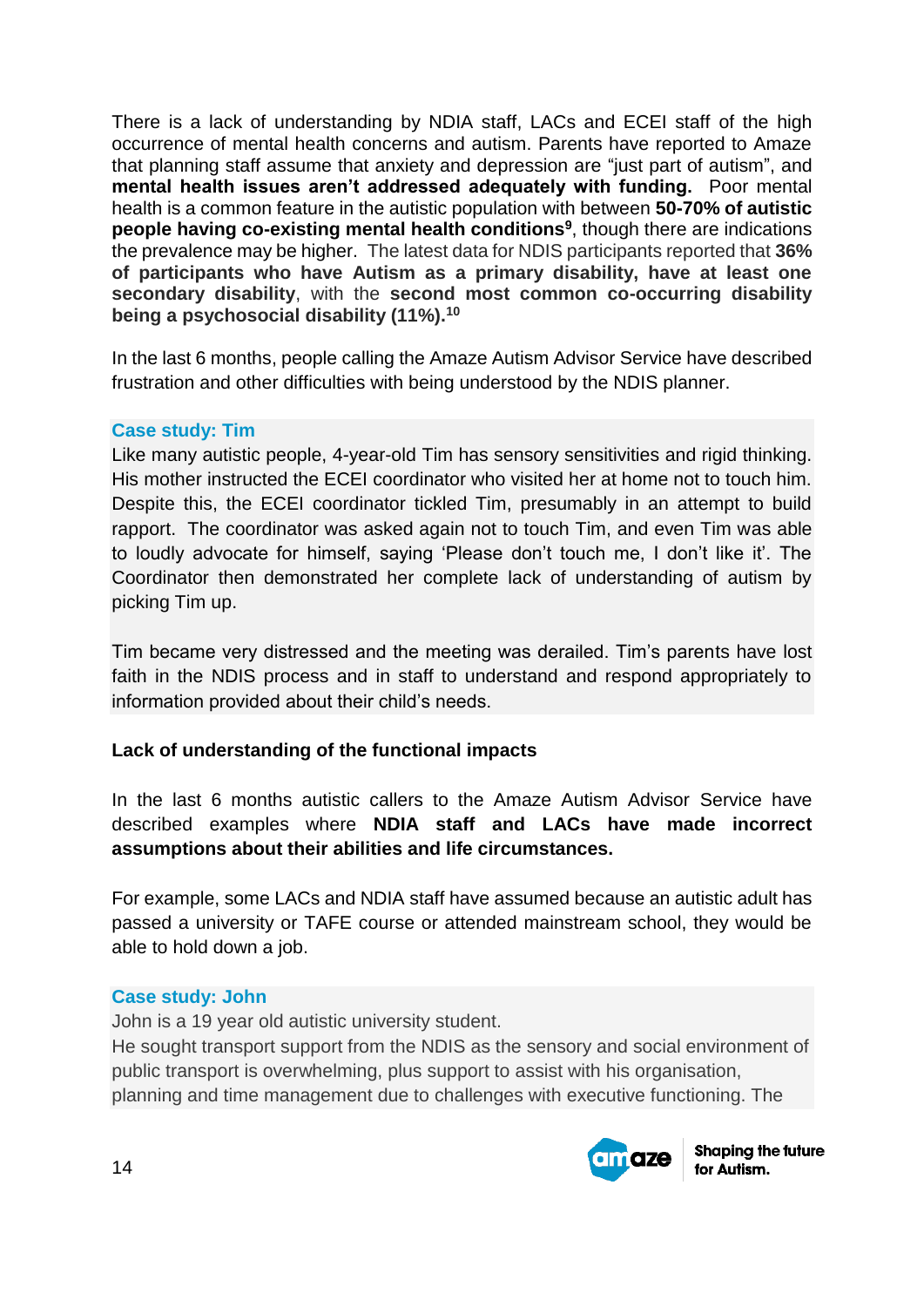There is a lack of understanding by NDIA staff, LACs and ECEI staff of the high occurrence of mental health concerns and autism. Parents have reported to Amaze that planning staff assume that anxiety and depression are "just part of autism", and **mental health issues aren't addressed adequately with funding.** Poor mental health is a common feature in the autistic population with between **50-70% of autistic people having co-existing mental health conditions**[9], though there are indications the prevalence may be higher. The latest data for NDIS participants reported that **36% of participants who have Autism as a primary disability, have at least one secondary disability**, with the **second most common co-occurring disability being a psychosocial disability (11%).**[10]

In the last 6 months, people calling the Amaze Autism Advisor Service have described frustration and other difficulties with being understood by the NDIS planner.

### Case study: Tim

Like many autistic people, 4-year-old Tim has sensory sensitivities and rigid thinking. His mother instructed the ECEI coordinator who visited her at home not to touch him. Despite this, the ECEI coordinator tickled Tim, presumably in an attempt to build rapport. The coordinator was asked again not to touch Tim, and even Tim was able to loudly advocate for himself, saying 'Please don't touch me, I don't like it'. The Coordinator then demonstrated her complete lack of understanding of autism by picking Tim up.

Tim became very distressed and the meeting was derailed. Tim's parents have lost faith in the NDIS process and in staff to understand and respond appropriately to information provided about their child's needs.

**Lack of understanding of the functional impacts**

In the last 6 months autistic callers to the Amaze Autism Advisor Service have described examples where **NDIA staff and LACs have made incorrect assumptions about their abilities and life circumstances.**

For example, some LACs and NDIA staff have assumed because an autistic adult has passed a university or TAFE course or attended mainstream school, they would be able to hold down a job.

### Case study: John

John is a 19 year old autistic university student.
He sought transport support from the NDIS as the sensory and social environment of public transport is overwhelming, plus support to assist with his organisation, planning and time management due to challenges with executive functioning. The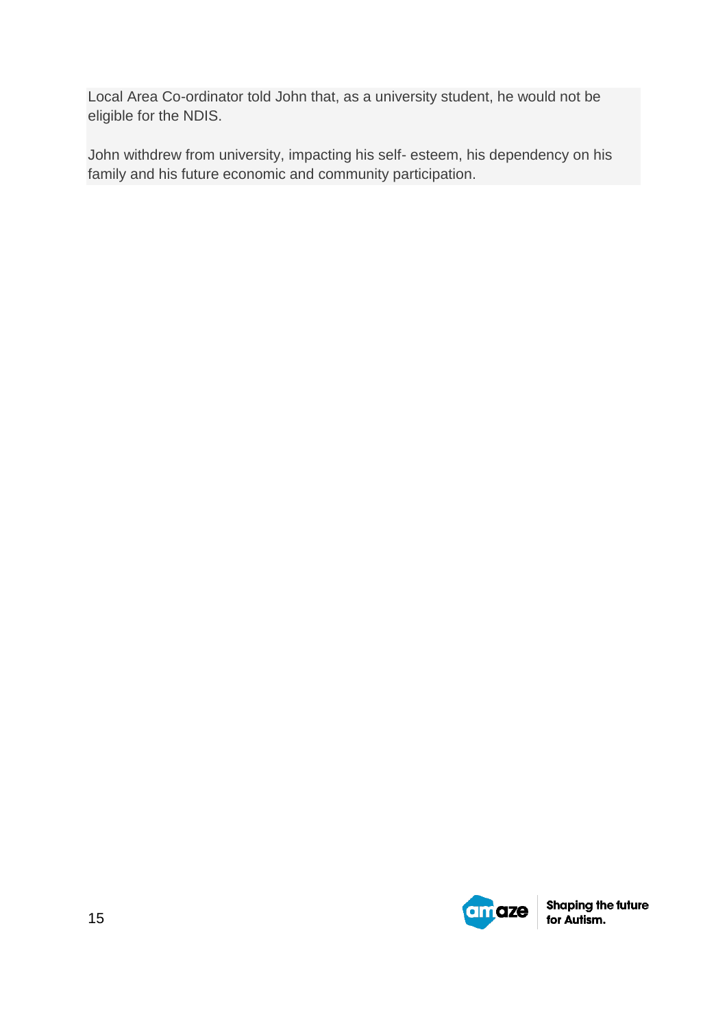Local Area Co-ordinator told John that, as a university student, he would not be eligible for the NDIS.

John withdrew from university, impacting his self- esteem, his dependency on his family and his future economic and community participation.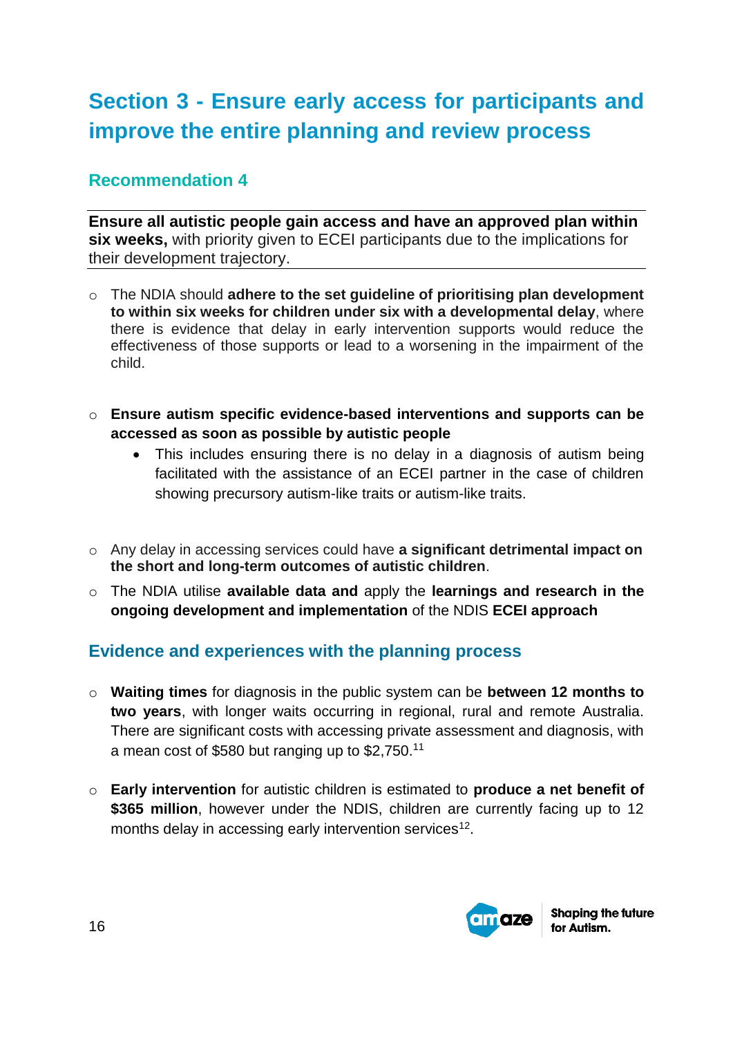# Section 3 - Ensure early access for participants and improve the entire planning and review process

## Recommendation 4

**Ensure all autistic people gain access and have an approved plan within six weeks,** with priority given to ECEI participants due to the implications for their development trajectory.

- The NDIA should **adhere to the set guideline of prioritising plan development to within six weeks for children under six with a developmental delay**, where there is evidence that delay in early intervention supports would reduce the effectiveness of those supports or lead to a worsening in the impairment of the child.

- **Ensure autism specific evidence-based interventions and supports can be accessed as soon as possible by autistic people**
  - This includes ensuring there is no delay in a diagnosis of autism being facilitated with the assistance of an ECEI partner in the case of children showing precursory autism-like traits or autism-like traits.

- Any delay in accessing services could have **a significant detrimental impact on the short and long-term outcomes of autistic children**.
- The NDIA utilise **available data and** apply the **learnings and research in the ongoing development and implementation** of the NDIS **ECEI approach**

## Evidence and experiences with the planning process

- **Waiting times** for diagnosis in the public system can be **between 12 months to two years**, with longer waits occurring in regional, rural and remote Australia. There are significant costs with accessing private assessment and diagnosis, with a mean cost of $580 but ranging up to $2,750.[11]

- **Early intervention** for autistic children is estimated to **produce a net benefit of $365 million**, however under the NDIS, children are currently facing up to 12 months delay in accessing early intervention services[12].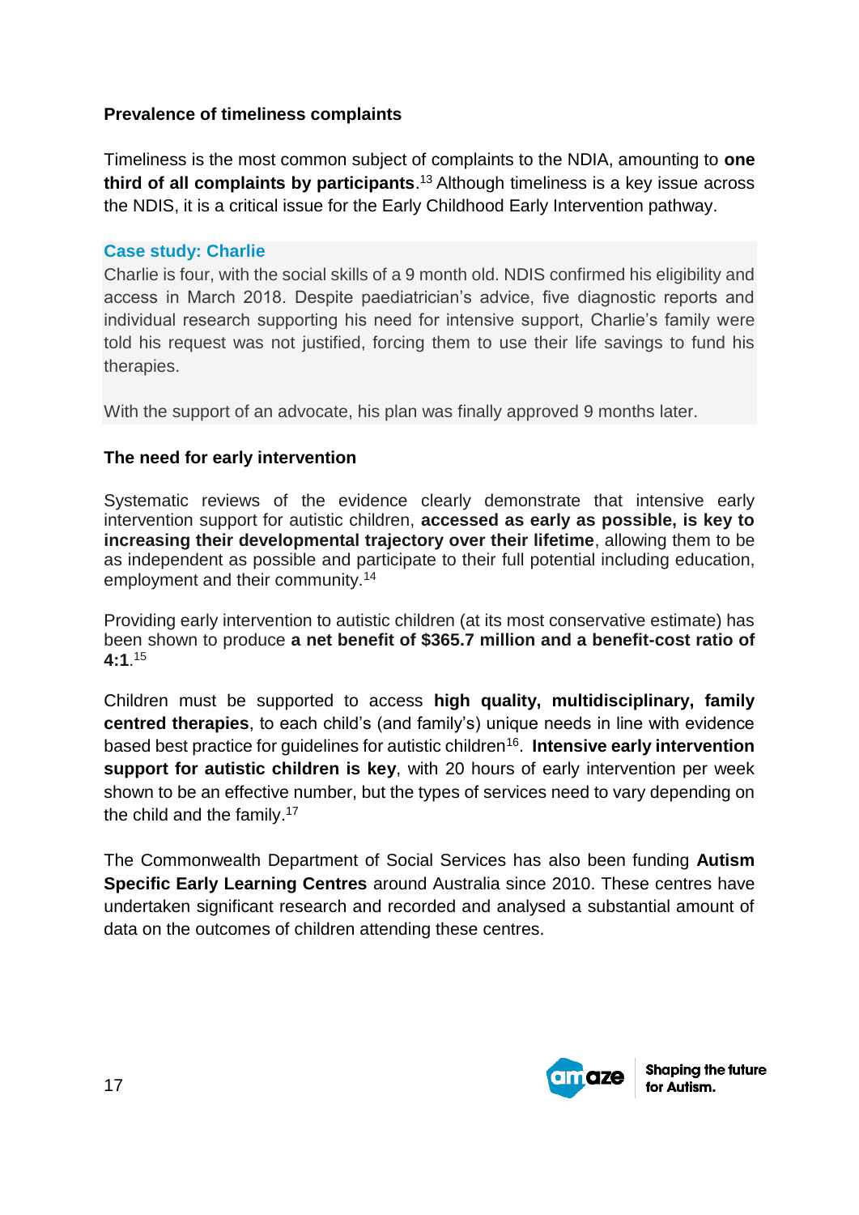**Prevalence of timeliness complaints**

Timeliness is the most common subject of complaints to the NDIA, amounting to **one third of all complaints by participants**.[13] Although timeliness is a key issue across the NDIS, it is a critical issue for the Early Childhood Early Intervention pathway.

**Case study: Charlie**

Charlie is four, with the social skills of a 9 month old. NDIS confirmed his eligibility and access in March 2018. Despite paediatrician's advice, five diagnostic reports and individual research supporting his need for intensive support, Charlie's family were told his request was not justified, forcing them to use their life savings to fund his therapies.

With the support of an advocate, his plan was finally approved 9 months later.

**The need for early intervention**

Systematic reviews of the evidence clearly demonstrate that intensive early intervention support for autistic children, **accessed as early as possible, is key to increasing their developmental trajectory over their lifetime**, allowing them to be as independent as possible and participate to their full potential including education, employment and their community.[14]

Providing early intervention to autistic children (at its most conservative estimate) has been shown to produce **a net benefit of $365.7 million and a benefit-cost ratio of 4:1**.[15]

Children must be supported to access **high quality, multidisciplinary, family centred therapies**, to each child's (and family's) unique needs in line with evidence based best practice for guidelines for autistic children[16]. **Intensive early intervention support for autistic children is key**, with 20 hours of early intervention per week shown to be an effective number, but the types of services need to vary depending on the child and the family.[17]

The Commonwealth Department of Social Services has also been funding **Autism Specific Early Learning Centres** around Australia since 2010. These centres have undertaken significant research and recorded and analysed a substantial amount of data on the outcomes of children attending these centres.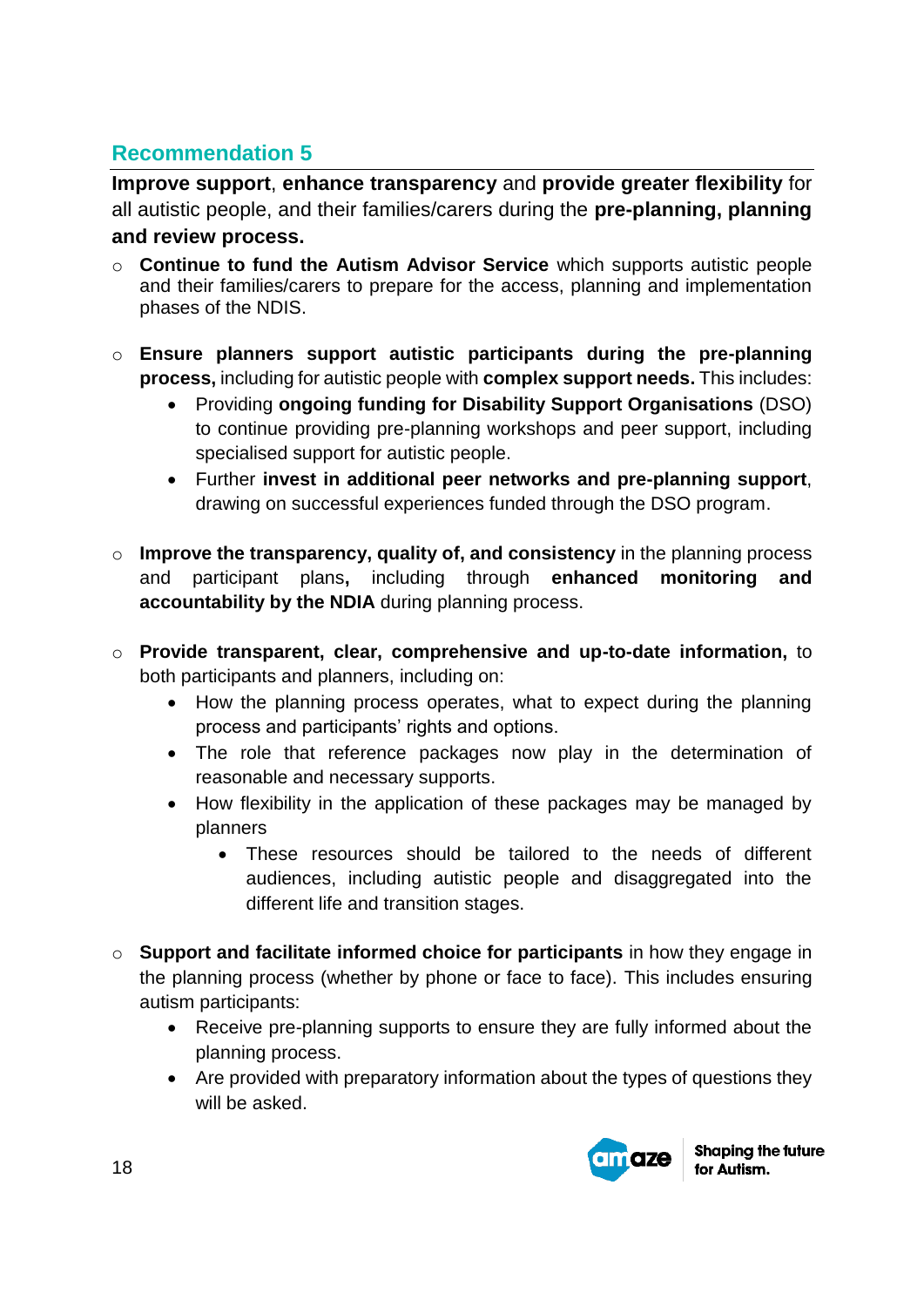## Recommendation 5

**Improve support**, **enhance transparency** and **provide greater flexibility** for all autistic people, and their families/carers during the **pre-planning, planning and review process.**

- **Continue to fund the Autism Advisor Service** which supports autistic people and their families/carers to prepare for the access, planning and implementation phases of the NDIS.

- **Ensure planners support autistic participants during the pre-planning process,** including for autistic people with **complex support needs.** This includes:
  - Providing **ongoing funding for Disability Support Organisations** (DSO) to continue providing pre-planning workshops and peer support, including specialised support for autistic people.
  - Further **invest in additional peer networks and pre-planning support**, drawing on successful experiences funded through the DSO program.

- **Improve the transparency, quality of, and consistency** in the planning process and participant plans**,** including through **enhanced monitoring and accountability by the NDIA** during planning process.

- **Provide transparent, clear, comprehensive and up-to-date information,** to both participants and planners, including on:
  - How the planning process operates, what to expect during the planning process and participants' rights and options.
  - The role that reference packages now play in the determination of reasonable and necessary supports.
  - How flexibility in the application of these packages may be managed by planners
    - These resources should be tailored to the needs of different audiences, including autistic people and disaggregated into the different life and transition stages.

- **Support and facilitate informed choice for participants** in how they engage in the planning process (whether by phone or face to face). This includes ensuring autism participants:
  - Receive pre-planning supports to ensure they are fully informed about the planning process.
  - Are provided with preparatory information about the types of questions they will be asked.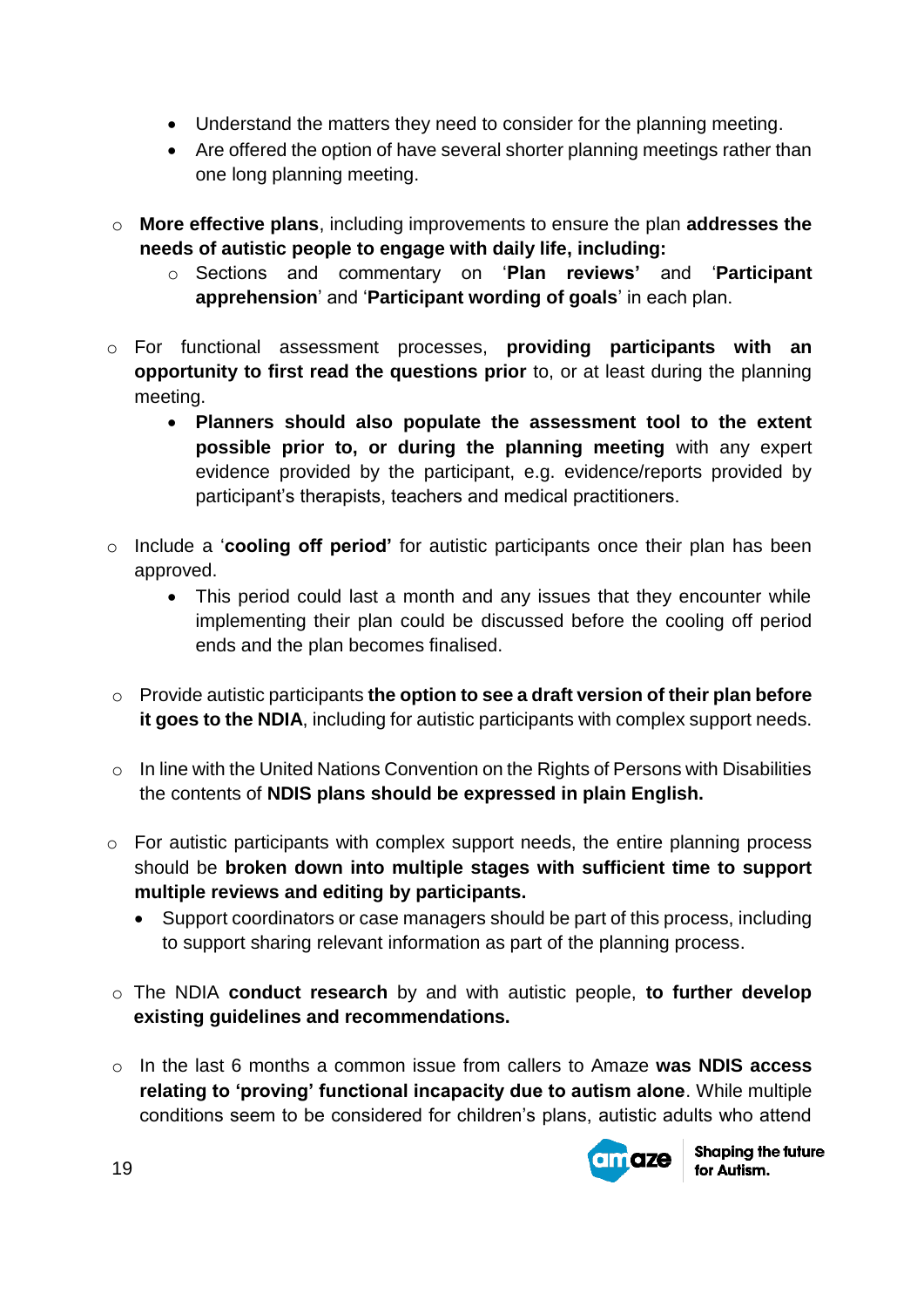- Understand the matters they need to consider for the planning meeting.
- Are offered the option of have several shorter planning meetings rather than one long planning meeting.

- **More effective plans**, including improvements to ensure the plan **addresses the needs of autistic people to engage with daily life, including:**
  - Sections and commentary on '**Plan reviews'** and '**Participant apprehension**' and '**Participant wording of goals**' in each plan.

- For functional assessment processes, **providing participants with an opportunity to first read the questions prior** to, or at least during the planning meeting.
  - **Planners should also populate the assessment tool to the extent possible prior to, or during the planning meeting** with any expert evidence provided by the participant, e.g. evidence/reports provided by participant's therapists, teachers and medical practitioners.

- Include a '**cooling off period'** for autistic participants once their plan has been approved.
  - This period could last a month and any issues that they encounter while implementing their plan could be discussed before the cooling off period ends and the plan becomes finalised.

- Provide autistic participants **the option to see a draft version of their plan before it goes to the NDIA**, including for autistic participants with complex support needs.

- In line with the United Nations Convention on the Rights of Persons with Disabilities the contents of **NDIS plans should be expressed in plain English.**

- For autistic participants with complex support needs, the entire planning process should be **broken down into multiple stages with sufficient time to support multiple reviews and editing by participants.**
  - Support coordinators or case managers should be part of this process, including to support sharing relevant information as part of the planning process.

- The NDIA **conduct research** by and with autistic people, **to further develop existing guidelines and recommendations.**

- In the last 6 months a common issue from callers to Amaze **was NDIS access relating to 'proving' functional incapacity due to autism alone**. While multiple conditions seem to be considered for children's plans, autistic adults who attend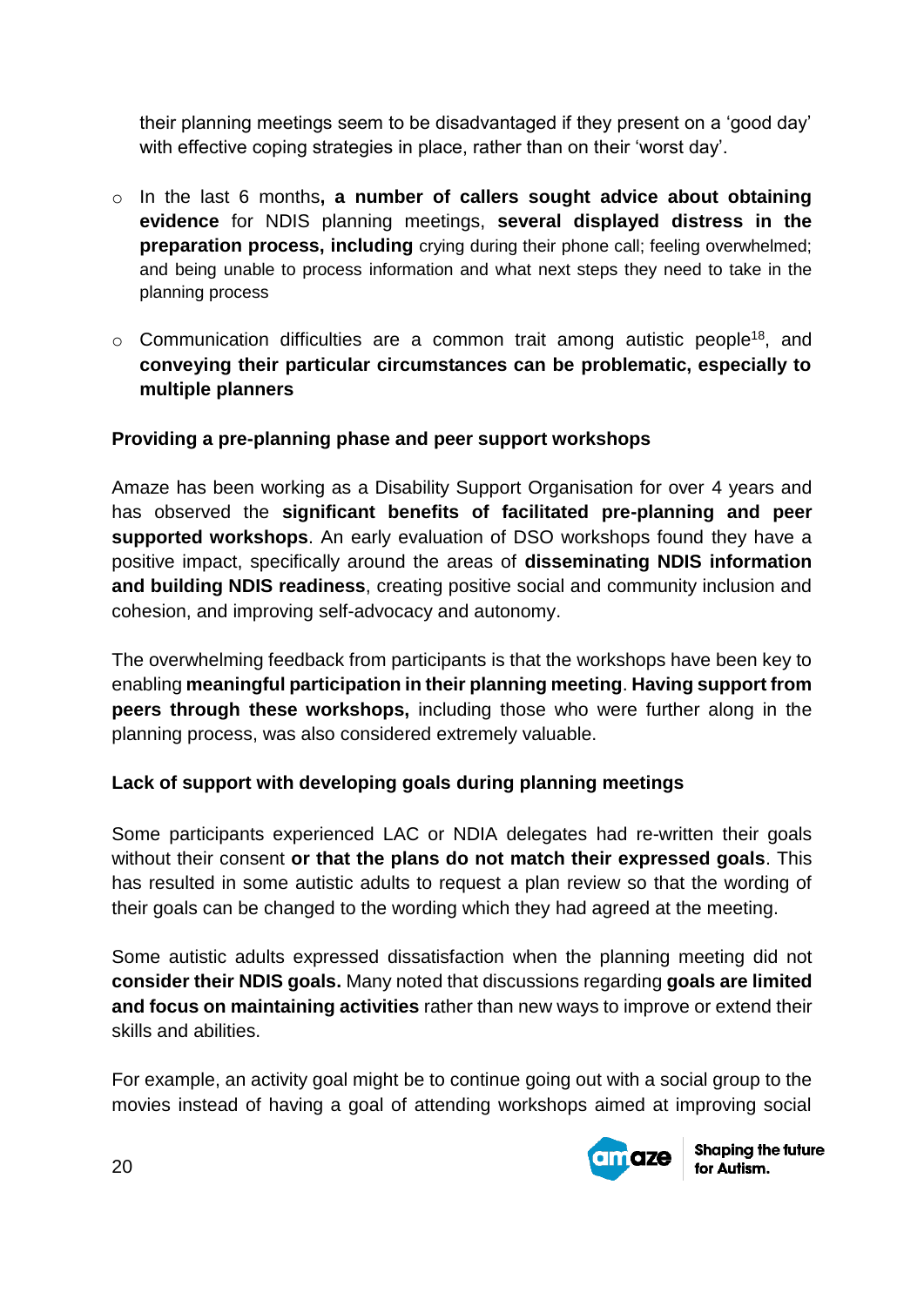their planning meetings seem to be disadvantaged if they present on a 'good day' with effective coping strategies in place, rather than on their 'worst day'.

- In the last 6 months**, a number of callers sought advice about obtaining evidence** for NDIS planning meetings, **several displayed distress in the preparation process, including** crying during their phone call; feeling overwhelmed; and being unable to process information and what next steps they need to take in the planning process
- Communication difficulties are a common trait among autistic people[18], and **conveying their particular circumstances can be problematic, especially to multiple planners**

**Providing a pre-planning phase and peer support workshops**

Amaze has been working as a Disability Support Organisation for over 4 years and has observed the **significant benefits of facilitated pre-planning and peer supported workshops**. An early evaluation of DSO workshops found they have a positive impact, specifically around the areas of **disseminating NDIS information and building NDIS readiness**, creating positive social and community inclusion and cohesion, and improving self-advocacy and autonomy.

The overwhelming feedback from participants is that the workshops have been key to enabling **meaningful participation in their planning meeting**. **Having support from peers through these workshops,** including those who were further along in the planning process, was also considered extremely valuable.

**Lack of support with developing goals during planning meetings**

Some participants experienced LAC or NDIA delegates had re-written their goals without their consent **or that the plans do not match their expressed goals**. This has resulted in some autistic adults to request a plan review so that the wording of their goals can be changed to the wording which they had agreed at the meeting.

Some autistic adults expressed dissatisfaction when the planning meeting did not **consider their NDIS goals.** Many noted that discussions regarding **goals are limited and focus on maintaining activities** rather than new ways to improve or extend their skills and abilities.

For example, an activity goal might be to continue going out with a social group to the movies instead of having a goal of attending workshops aimed at improving social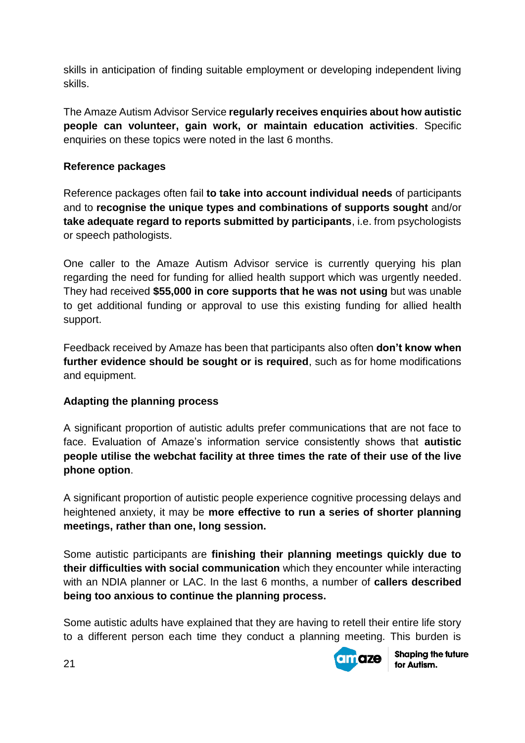skills in anticipation of finding suitable employment or developing independent living skills.

The Amaze Autism Advisor Service **regularly receives enquiries about how autistic people can volunteer, gain work, or maintain education activities**. Specific enquiries on these topics were noted in the last 6 months.

**Reference packages**

Reference packages often fail **to take into account individual needs** of participants and to **recognise the unique types and combinations of supports sought** and/or **take adequate regard to reports submitted by participants**, i.e. from psychologists or speech pathologists.

One caller to the Amaze Autism Advisor service is currently querying his plan regarding the need for funding for allied health support which was urgently needed. They had received **$55,000 in core supports that he was not using** but was unable to get additional funding or approval to use this existing funding for allied health support.

Feedback received by Amaze has been that participants also often **don't know when further evidence should be sought or is required**, such as for home modifications and equipment.

**Adapting the planning process**

A significant proportion of autistic adults prefer communications that are not face to face. Evaluation of Amaze's information service consistently shows that **autistic people utilise the webchat facility at three times the rate of their use of the live phone option**.

A significant proportion of autistic people experience cognitive processing delays and heightened anxiety, it may be **more effective to run a series of shorter planning meetings, rather than one, long session.**

Some autistic participants are **finishing their planning meetings quickly due to their difficulties with social communication** which they encounter while interacting with an NDIA planner or LAC. In the last 6 months, a number of **callers described being too anxious to continue the planning process.**

Some autistic adults have explained that they are having to retell their entire life story to a different person each time they conduct a planning meeting. This burden is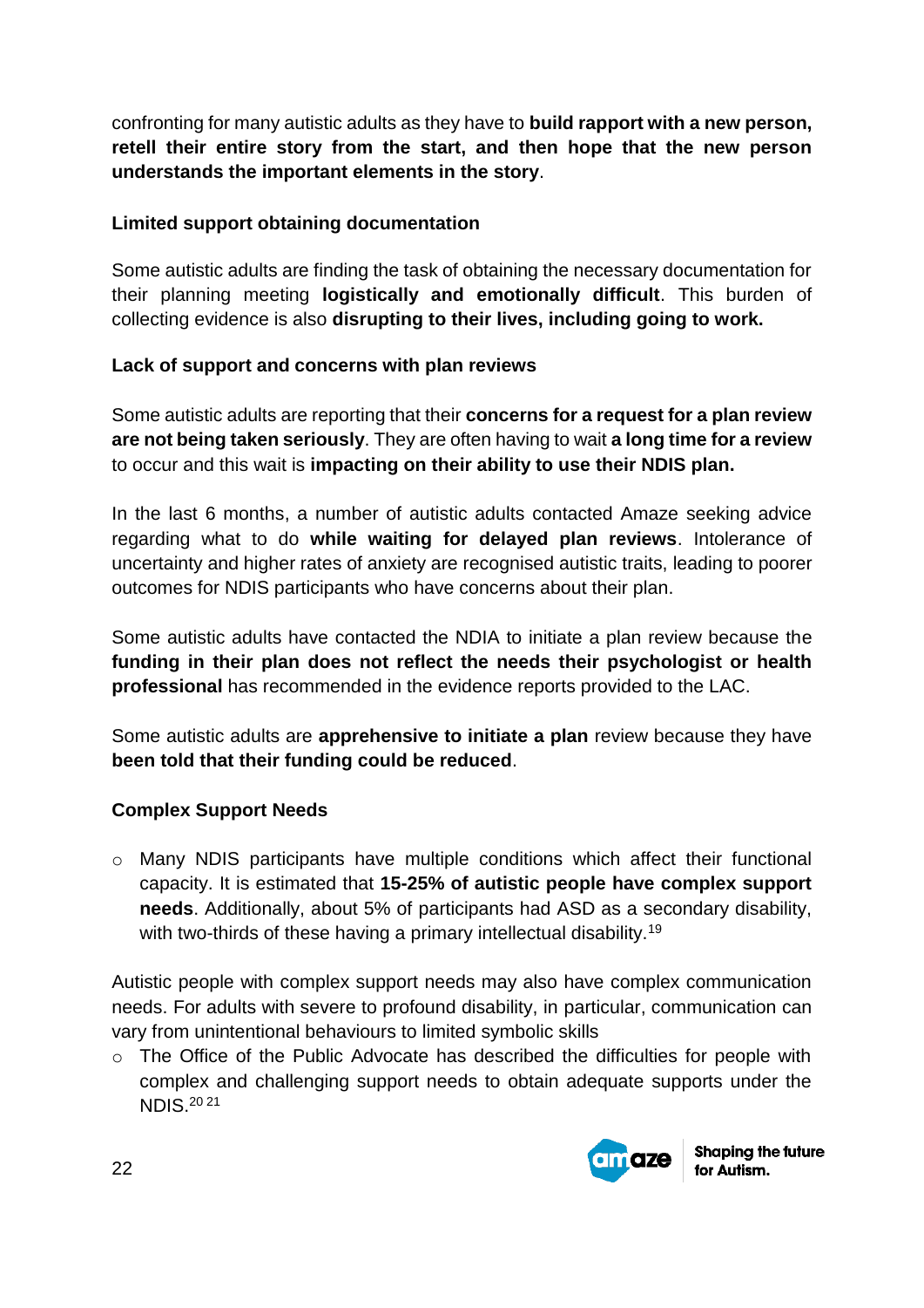confronting for many autistic adults as they have to **build rapport with a new person, retell their entire story from the start, and then hope that the new person understands the important elements in the story**.

**Limited support obtaining documentation**

Some autistic adults are finding the task of obtaining the necessary documentation for their planning meeting **logistically and emotionally difficult**. This burden of collecting evidence is also **disrupting to their lives, including going to work.**

**Lack of support and concerns with plan reviews**

Some autistic adults are reporting that their **concerns for a request for a plan review are not being taken seriously**. They are often having to wait **a long time for a review** to occur and this wait is **impacting on their ability to use their NDIS plan.**

In the last 6 months, a number of autistic adults contacted Amaze seeking advice regarding what to do **while waiting for delayed plan reviews**. Intolerance of uncertainty and higher rates of anxiety are recognised autistic traits, leading to poorer outcomes for NDIS participants who have concerns about their plan.

Some autistic adults have contacted the NDIA to initiate a plan review because the **funding in their plan does not reflect the needs their psychologist or health professional** has recommended in the evidence reports provided to the LAC.

Some autistic adults are **apprehensive to initiate a plan** review because they have **been told that their funding could be reduced**.

**Complex Support Needs**

- Many NDIS participants have multiple conditions which affect their functional capacity. It is estimated that **15-25% of autistic people have complex support needs**. Additionally, about 5% of participants had ASD as a secondary disability, with two-thirds of these having a primary intellectual disability.[19]

Autistic people with complex support needs may also have complex communication needs. For adults with severe to profound disability, in particular, communication can vary from unintentional behaviours to limited symbolic skills

- The Office of the Public Advocate has described the difficulties for people with complex and challenging support needs to obtain adequate supports under the NDIS.[20 21]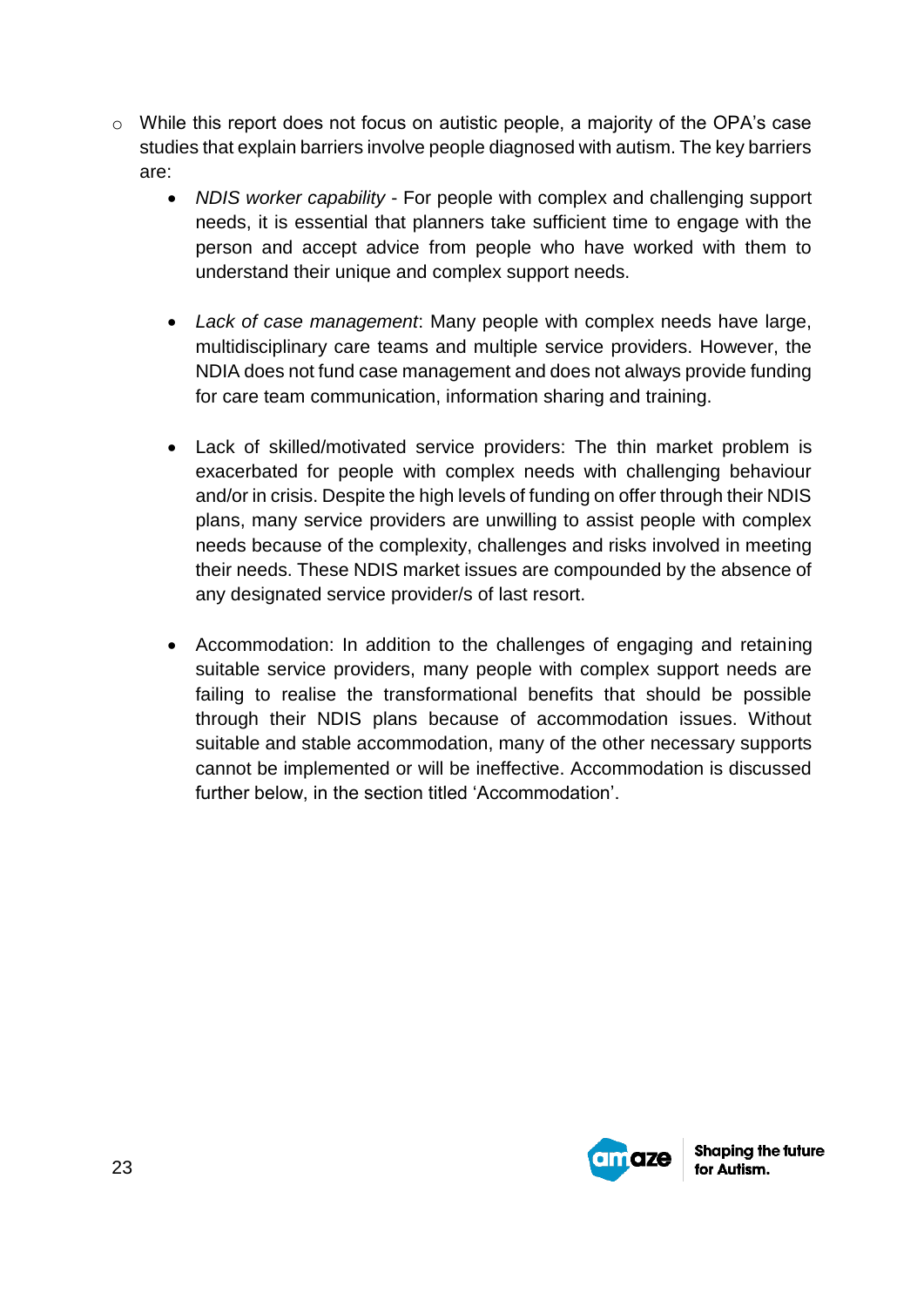- While this report does not focus on autistic people, a majority of the OPA's case studies that explain barriers involve people diagnosed with autism. The key barriers are:
    - *NDIS worker capability* - For people with complex and challenging support needs, it is essential that planners take sufficient time to engage with the person and accept advice from people who have worked with them to understand their unique and complex support needs.

    - *Lack of case management*: Many people with complex needs have large, multidisciplinary care teams and multiple service providers. However, the NDIA does not fund case management and does not always provide funding for care team communication, information sharing and training.

    - Lack of skilled/motivated service providers: The thin market problem is exacerbated for people with complex needs with challenging behaviour and/or in crisis. Despite the high levels of funding on offer through their NDIS plans, many service providers are unwilling to assist people with complex needs because of the complexity, challenges and risks involved in meeting their needs. These NDIS market issues are compounded by the absence of any designated service provider/s of last resort.

    - Accommodation: In addition to the challenges of engaging and retaining suitable service providers, many people with complex support needs are failing to realise the transformational benefits that should be possible through their NDIS plans because of accommodation issues. Without suitable and stable accommodation, many of the other necessary supports cannot be implemented or will be ineffective. Accommodation is discussed further below, in the section titled 'Accommodation'.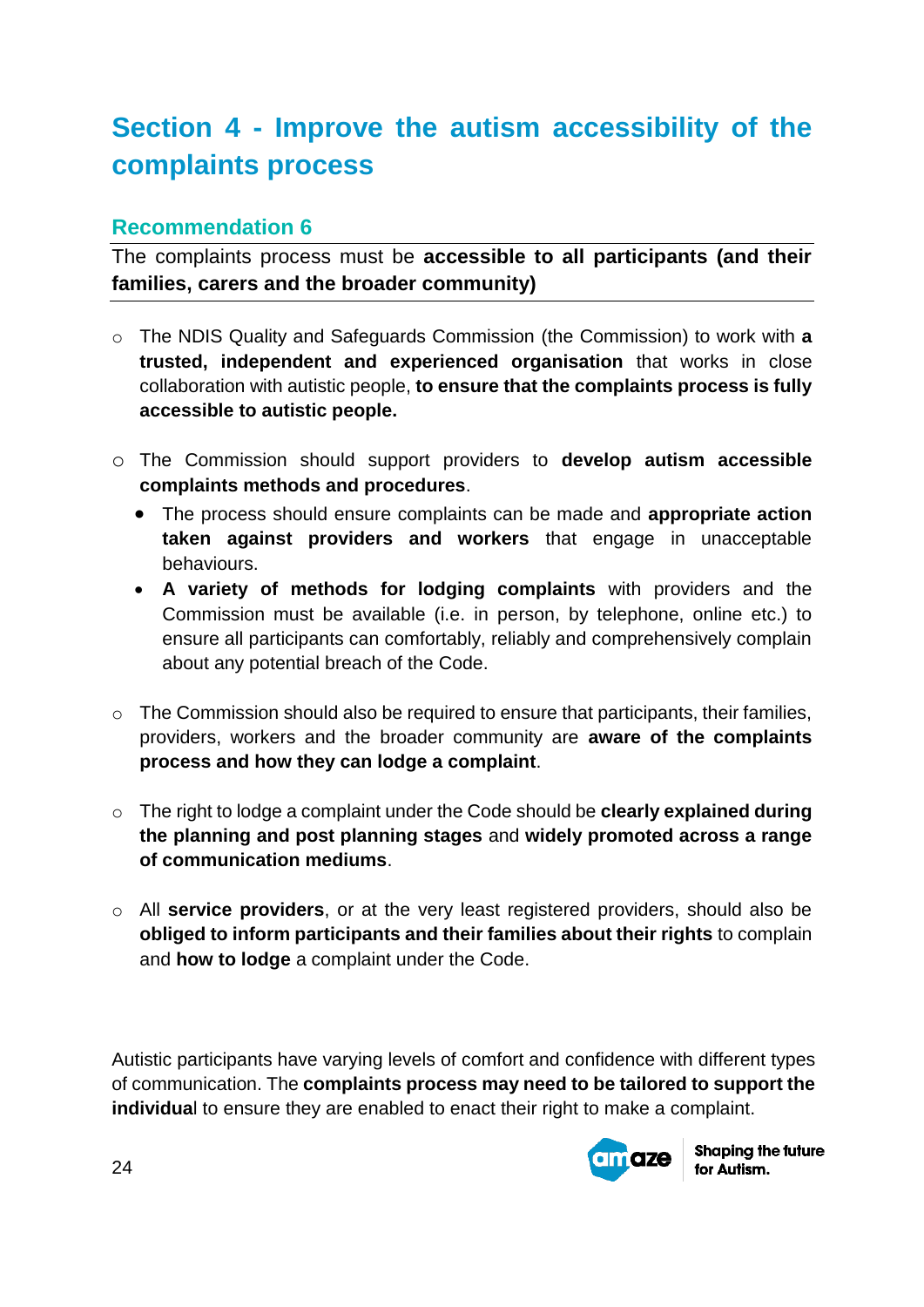# Section 4 - Improve the autism accessibility of the complaints process

## Recommendation 6

The complaints process must be **accessible to all participants (and their families, carers and the broader community)**

- The NDIS Quality and Safeguards Commission (the Commission) to work with **a trusted, independent and experienced organisation** that works in close collaboration with autistic people, **to ensure that the complaints process is fully accessible to autistic people.**

- The Commission should support providers to **develop autism accessible complaints methods and procedures**.
  - The process should ensure complaints can be made and **appropriate action taken against providers and workers** that engage in unacceptable behaviours.
  - **A variety of methods for lodging complaints** with providers and the Commission must be available (i.e. in person, by telephone, online etc.) to ensure all participants can comfortably, reliably and comprehensively complain about any potential breach of the Code.

- The Commission should also be required to ensure that participants, their families, providers, workers and the broader community are **aware of the complaints process and how they can lodge a complaint**.

- The right to lodge a complaint under the Code should be **clearly explained during the planning and post planning stages** and **widely promoted across a range of communication mediums**.

- All **service providers**, or at the very least registered providers, should also be **obliged to inform participants and their families about their rights** to complain and **how to lodge** a complaint under the Code.

Autistic participants have varying levels of comfort and confidence with different types of communication. The **complaints process may need to be tailored to support the individual** to ensure they are enabled to enact their right to make a complaint.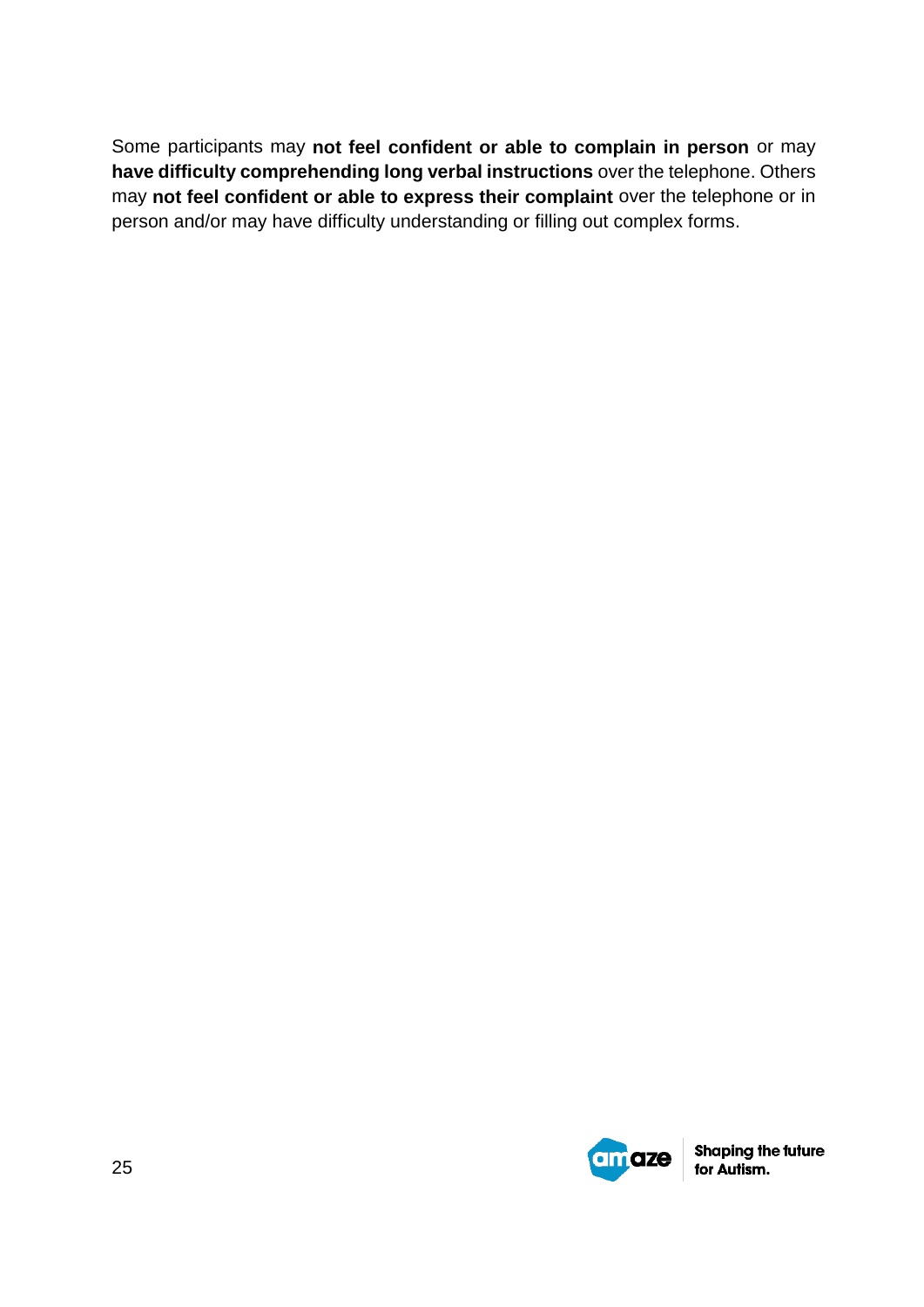Some participants may **not feel confident or able to complain in person** or may **have difficulty comprehending long verbal instructions** over the telephone. Others may **not feel confident or able to express their complaint** over the telephone or in person and/or may have difficulty understanding or filling out complex forms.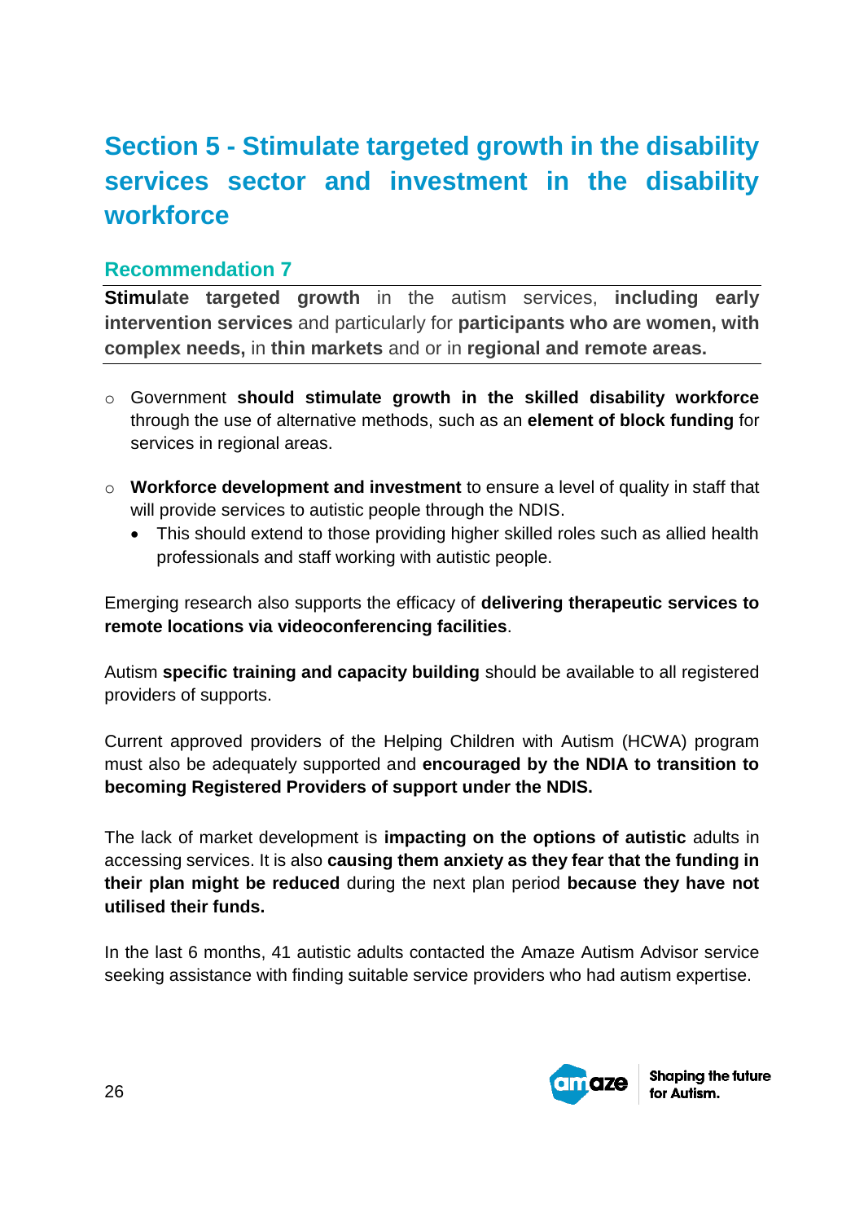## Section 5 - Stimulate targeted growth in the disability services sector and investment in the disability workforce

### Recommendation 7

**Stimulate targeted growth** in the autism services, **including early intervention services** and particularly for **participants who are women, with complex needs,** in **thin markets** and or in **regional and remote areas.**

- Government **should stimulate growth in the skilled disability workforce** through the use of alternative methods, such as an **element of block funding** for services in regional areas.
- **Workforce development and investment** to ensure a level of quality in staff that will provide services to autistic people through the NDIS.
  - This should extend to those providing higher skilled roles such as allied health professionals and staff working with autistic people.

Emerging research also supports the efficacy of **delivering therapeutic services to remote locations via videoconferencing facilities**.

Autism **specific training and capacity building** should be available to all registered providers of supports.

Current approved providers of the Helping Children with Autism (HCWA) program must also be adequately supported and **encouraged by the NDIA to transition to becoming Registered Providers of support under the NDIS.**

The lack of market development is **impacting on the options of autistic** adults in accessing services. It is also **causing them anxiety as they fear that the funding in their plan might be reduced** during the next plan period **because they have not utilised their funds.**

In the last 6 months, 41 autistic adults contacted the Amaze Autism Advisor service seeking assistance with finding suitable service providers who had autism expertise.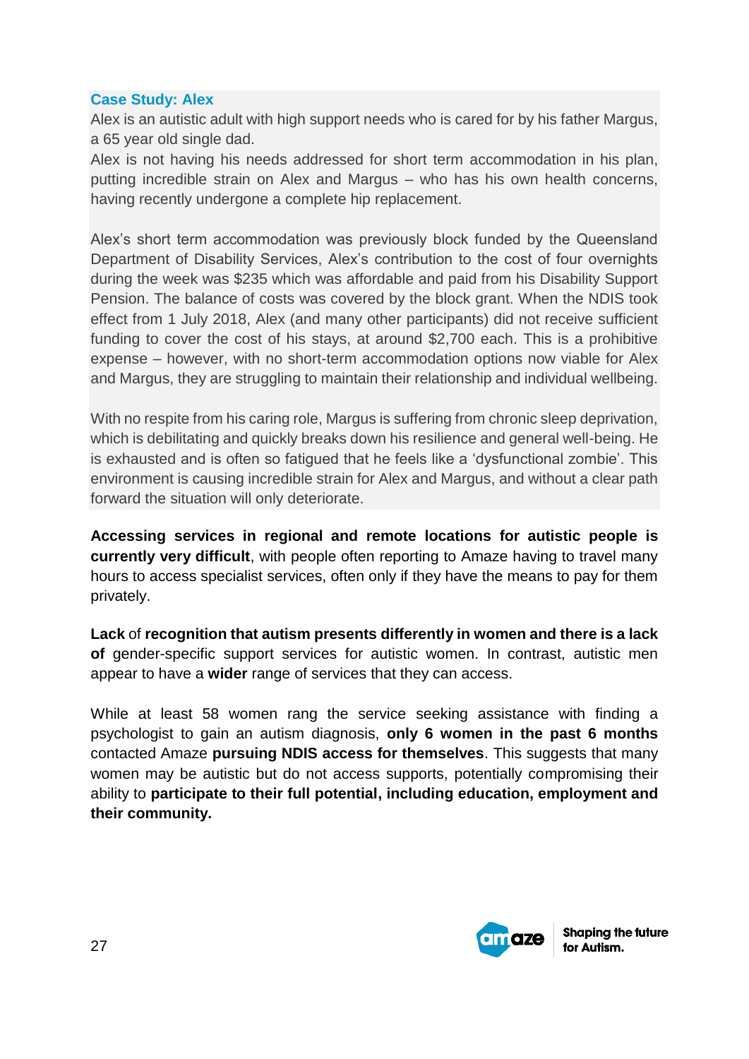**Case Study: Alex**

Alex is an autistic adult with high support needs who is cared for by his father Margus, a 65 year old single dad.

Alex is not having his needs addressed for short term accommodation in his plan, putting incredible strain on Alex and Margus – who has his own health concerns, having recently undergone a complete hip replacement.

Alex's short term accommodation was previously block funded by the Queensland Department of Disability Services, Alex's contribution to the cost of four overnights during the week was $235 which was affordable and paid from his Disability Support Pension. The balance of costs was covered by the block grant. When the NDIS took effect from 1 July 2018, Alex (and many other participants) did not receive sufficient funding to cover the cost of his stays, at around $2,700 each. This is a prohibitive expense – however, with no short-term accommodation options now viable for Alex and Margus, they are struggling to maintain their relationship and individual wellbeing.

With no respite from his caring role, Margus is suffering from chronic sleep deprivation, which is debilitating and quickly breaks down his resilience and general well-being. He is exhausted and is often so fatigued that he feels like a 'dysfunctional zombie'. This environment is causing incredible strain for Alex and Margus, and without a clear path forward the situation will only deteriorate.

**Accessing services in regional and remote locations for autistic people is currently very difficult**, with people often reporting to Amaze having to travel many hours to access specialist services, often only if they have the means to pay for them privately.

**Lack** of **recognition that autism presents differently in women and there is a lack of** gender-specific support services for autistic women. In contrast, autistic men appear to have a **wider** range of services that they can access.

While at least 58 women rang the service seeking assistance with finding a psychologist to gain an autism diagnosis, **only 6 women in the past 6 months** contacted Amaze **pursuing NDIS access for themselves**. This suggests that many women may be autistic but do not access supports, potentially compromising their ability to **participate to their full potential, including education, employment and their community.**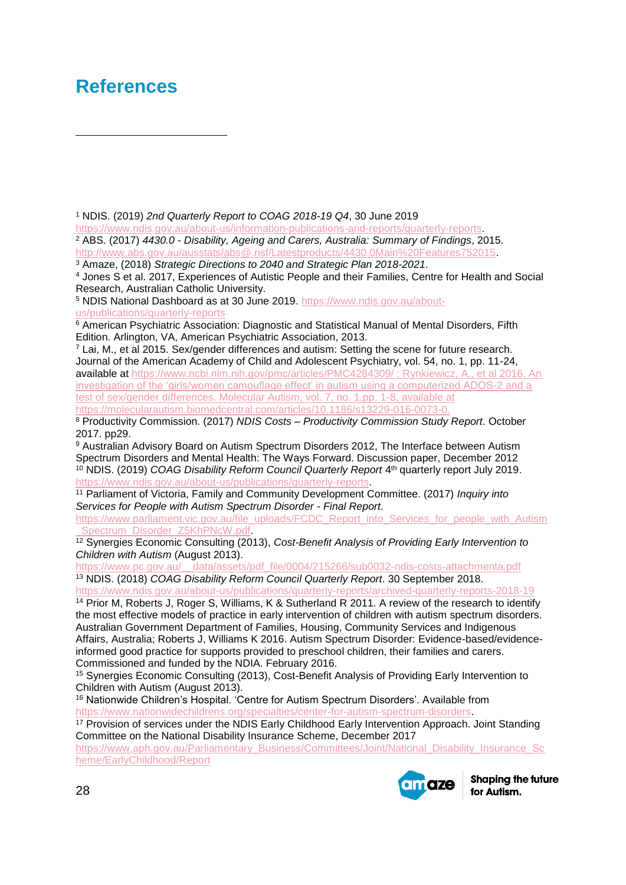# References

[1] NDIS. (2019) *2nd Quarterly Report to COAG 2018-19 Q4*, 30 June 2019 https://www.ndis.gov.au/about-us/information-publications-and-reports/quarterly-reports.

[2] ABS. (2017) *4430.0 - Disability, Ageing and Carers, Australia: Summary of Findings*, 2015. http://www.abs.gov.au/ausstats/abs@.nsf/Latestproducts/4430.0Main%20Features752015.

[3] Amaze, (2018) *Strategic Directions to 2040 and Strategic Plan 2018-2021*.

[4] Jones S et al. 2017, Experiences of Autistic People and their Families, Centre for Health and Social Research, Australian Catholic University.

[5] NDIS National Dashboard as at 30 June 2019. https://www.ndis.gov.au/about-us/publications/quarterly-reports

[6] American Psychiatric Association: Diagnostic and Statistical Manual of Mental Disorders, Fifth Edition. Arlington, VA, American Psychiatric Association, 2013.

[7] Lai, M., et al 2015. Sex/gender differences and autism: Setting the scene for future research. Journal of the American Academy of Child and Adolescent Psychiatry, vol. 54, no. 1, pp. 11-24, available at https://www.ncbi.nlm.nih.gov/pmc/articles/PMC4284309/ ; Rynkiewicz, A., et al 2016. An investigation of the 'girls/women camouflage effect' in autism using a computerized ADOS-2 and a test of sex/gender differences. Molecular Autism, vol. 7, no. 1,pp. 1-8, available at https://molecularautism.biomedcentral.com/articles/10.1186/s13229-016-0073-0.

[8] Productivity Commission. (2017) *NDIS Costs – Productivity Commission Study Report*. October 2017. pp29.

[9] Australian Advisory Board on Autism Spectrum Disorders 2012, The Interface between Autism Spectrum Disorders and Mental Health: The Ways Forward. Discussion paper, December 2012

[10] NDIS. (2019) *COAG Disability Reform Council Quarterly Report* 4th quarterly report July 2019. https://www.ndis.gov.au/about-us/publications/quarterly-reports.

[11] Parliament of Victoria, Family and Community Development Committee. (2017) *Inquiry into Services for People with Autism Spectrum Disorder - Final Report*. https://www.parliament.vic.gov.au/file_uploads/FCDC_Report_into_Services_for_people_with_Autism_Spectrum_Disorder_Z5KhPNcW.pdf.

[12] Synergies Economic Consulting (2013), *Cost-Benefit Analysis of Providing Early Intervention to Children with Autism* (August 2013). https://www.pc.gov.au/__data/assets/pdf_file/0004/215266/sub0032-ndis-costs-attachmenta.pdf

[13] NDIS. (2018) *COAG Disability Reform Council Quarterly Report*. 30 September 2018. https://www.ndis.gov.au/about-us/publications/quarterly-reports/archived-quarterly-reports-2018-19

[14] Prior M, Roberts J, Roger S, Williams, K & Sutherland R 2011. A review of the research to identify the most effective models of practice in early intervention of children with autism spectrum disorders. Australian Government Department of Families, Housing, Community Services and Indigenous Affairs, Australia; Roberts J, Williams K 2016. Autism Spectrum Disorder: Evidence-based/evidence-informed good practice for supports provided to preschool children, their families and carers. Commissioned and funded by the NDIA. February 2016.

[15] Synergies Economic Consulting (2013), Cost-Benefit Analysis of Providing Early Intervention to Children with Autism (August 2013).

[16] Nationwide Children's Hospital. 'Centre for Autism Spectrum Disorders'. Available from https://www.nationwidechildrens.org/specialties/center-for-autism-spectrum-disorders.

[17] Provision of services under the NDIS Early Childhood Early Intervention Approach. Joint Standing Committee on the National Disability Insurance Scheme, December 2017 https://www.aph.gov.au/Parliamentary_Business/Committees/Joint/National_Disability_Insurance_Scheme/EarlyChildhood/Report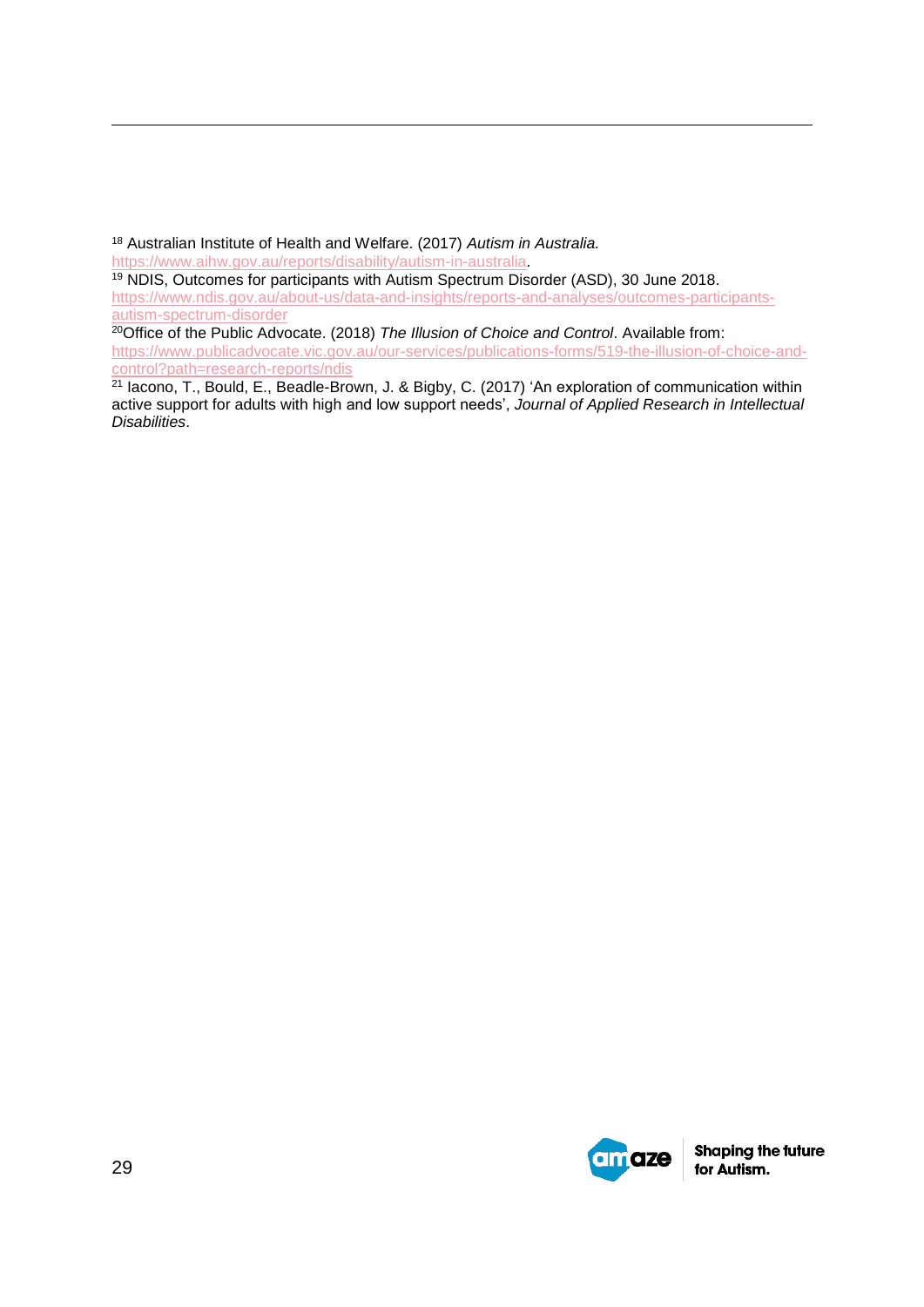[18] Australian Institute of Health and Welfare. (2017) *Autism in Australia.* https://www.aihw.gov.au/reports/disability/autism-in-australia.

[19] NDIS, Outcomes for participants with Autism Spectrum Disorder (ASD), 30 June 2018. https://www.ndis.gov.au/about-us/data-and-insights/reports-and-analyses/outcomes-participants-autism-spectrum-disorder

[20] Office of the Public Advocate. (2018) *The Illusion of Choice and Control*. Available from: https://www.publicadvocate.vic.gov.au/our-services/publications-forms/519-the-illusion-of-choice-and-control?path=research-reports/ndis

[21] Iacono, T., Bould, E., Beadle-Brown, J. & Bigby, C. (2017) 'An exploration of communication within active support for adults with high and low support needs', *Journal of Applied Research in Intellectual Disabilities*.